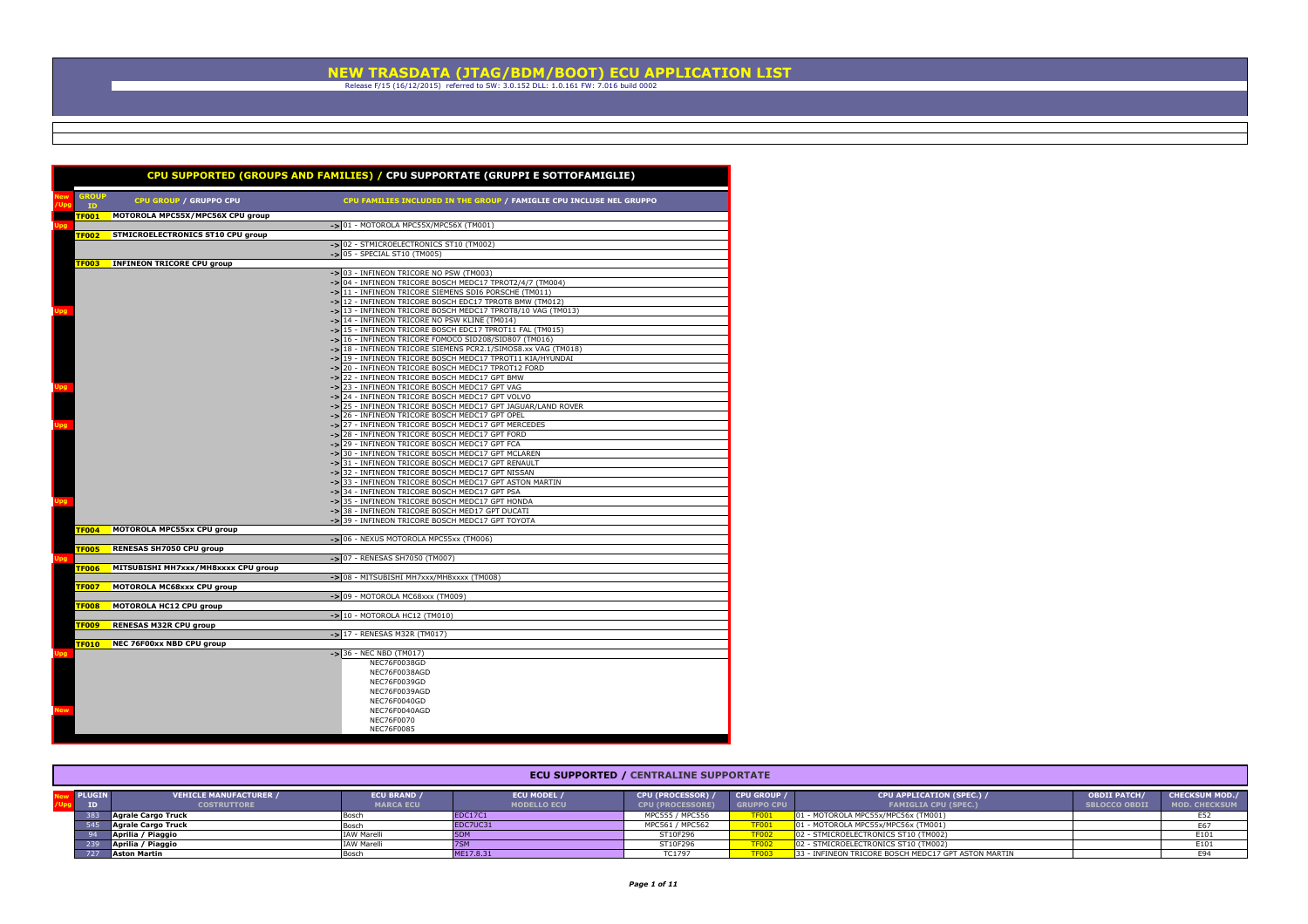# NEW TRASDATA (JTAG/BDM/BOOT) ECU APPLICATION LIST

Release F/15 (16/12/2015) referred to SW: 3.0.152 DLL: 1.0.161 FW: 7.016 build 0002

## CPU SUPPORTED (GROUPS AND FAMILIES) / CPU SUPPORTATE (GRUPPI E SOTTOFAMIGLIE)

| New /Upg | GROUP ID | CPU GROUP / GRUPPO CPU | | CPU FAMILIES INCLUDED IN THE GROUP / FAMIGLIE CPU INCLUSE NEL GRUPPO |
|---|---|---|---|---|
| | TF001 | MOTOROLA MPC55X/MPC56X CPU group | | |
| Upg | | | -> | 01 - MOTOROLA MPC55X/MPC56X (TM001) |
| | TF002 | STMICROELECTRONICS ST10 CPU group | | |
| | | | -> | 02 - STMICROELECTRONICS ST10 (TM002) |
| | | | -> | 05 - SPECIAL ST10 (TM005) |
| | TF003 | INFINEON TRICORE CPU group | | |
| | | | -> | 03 - INFINEON TRICORE NO PSW (TM003) |
| | | | -> | 04 - INFINEON TRICORE BOSCH MEDC17 TPROT2/4/7 (TM004) |
| | | | -> | 11 - INFINEON TRICORE SIEMENS SDI6 PORSCHE (TM011) |
| | | | -> | 12 - INFINEON TRICORE BOSCH EDC17 TPROT8 BMW (TM012) |
| Upg | | | -> | 13 - INFINEON TRICORE BOSCH MEDC17 TPROT8/10 VAG (TM013) |
| | | | -> | 14 - INFINEON TRICORE NO PSW KLINE (TM014) |
| | | | -> | 15 - INFINEON TRICORE BOSCH EDC17 TPROT11 FAL (TM015) |
| | | | -> | 16 - INFINEON TRICORE FOMOCO SID208/SID807 (TM016) |
| | | | -> | 18 - INFINEON TRICORE SIEMENS PCR2.1/SIMOS8.xx VAG (TM018) |
| | | | -> | 19 - INFINEON TRICORE BOSCH MEDC17 TPROT11 KIA/HYUNDAI |
| | | | -> | 20 - INFINEON TRICORE BOSCH MEDC17 TPROT12 FORD |
| | | | -> | 22 - INFINEON TRICORE BOSCH MEDC17 GPT BMW |
| Upg | | | -> | 23 - INFINEON TRICORE BOSCH MEDC17 GPT VAG |
| | | | -> | 24 - INFINEON TRICORE BOSCH MEDC17 GPT VOLVO |
| | | | -> | 25 - INFINEON TRICORE BOSCH MEDC17 GPT JAGUAR/LAND ROVER |
| | | | -> | 26 - INFINEON TRICORE BOSCH MEDC17 GPT OPEL |
| Upg | | | -> | 27 - INFINEON TRICORE BOSCH MEDC17 GPT MERCEDES |
| | | | -> | 28 - INFINEON TRICORE BOSCH MEDC17 GPT FORD |
| | | | -> | 29 - INFINEON TRICORE BOSCH MEDC17 GPT FCA |
| | | | -> | 30 - INFINEON TRICORE BOSCH MEDC17 GPT MCLAREN |
| | | | -> | 31 - INFINEON TRICORE BOSCH MEDC17 GPT RENAULT |
| | | | -> | 32 - INFINEON TRICORE BOSCH MEDC17 GPT NISSAN |
| | | | -> | 33 - INFINEON TRICORE BOSCH MEDC17 GPT ASTON MARTIN |
| | | | -> | 34 - INFINEON TRICORE BOSCH MEDC17 GPT PSA |
| Upg | | | -> | 35 - INFINEON TRICORE BOSCH MEDC17 GPT HONDA |
| | | | -> | 38 - INFINEON TRICORE BOSCH MED17 GPT DUCATI |
| | | | -> | 39 - INFINEON TRICORE BOSCH MEDC17 GPT TOYOTA |
| | TF004 | MOTOROLA MPC55xx CPU group | | |
| | | | -> | 06 - NEXUS MOTOROLA MPC55xx (TM006) |
| | TF005 | RENESAS SH7050 CPU group | | |
| Upg | | | -> | 07 - RENESAS SH7050 (TM007) |
| | TF006 | MITSUBISHI MH7xxx/MH8xxxx CPU group | | |
| | | | -> | 08 - MITSUBISHI MH7xxx/MH8xxxx (TM008) |
| | TF007 | MOTOROLA MC68xxx CPU group | | |
| | | | -> | 09 - MOTOROLA MC68xxx (TM009) |
| | TF008 | MOTOROLA HC12 CPU group | | |
| | | | -> | 10 - MOTOROLA HC12 (TM010) |
| | TF009 | RENESAS M32R CPU group | | |
| | | | -> | 17 - RENESAS M32R (TM017) |
| | TF010 | NEC 76F00xx NBD CPU group | | |
| Upg | | | -> | 36 - NEC NBD (TM017) |
| | | | | NEC76F0038GD |
| | | | | NEC76F0038AGD |
| | | | | NEC76F0039GD |
| | | | | NEC76F0039AGD |
| | | | | NEC76F0040GD |
| New | | | | NEC76F0040AGD |
| | | | | NEC76F0070 |
| | | | | NEC76F0085 |

## ECU SUPPORTED / CENTRALINE SUPPORTATE

| New /Upg | PLUGIN ID | VEHICLE MANUFACTURER / COSTRUTTORE | ECU BRAND / MARCA ECU | ECU MODEL / MODELLO ECU | CPU (PROCESSOR) / CPU (PROCESSORE) | CPU GROUP / GRUPPO CPU | CPU APPLICATION (SPEC.) / FAMIGLIA CPU (SPEC.) | OBDII PATCH/ SBLOCCO OBDII | CHECKSUM MOD./ MOD. CHECKSUM |
|---|---|---|---|---|---|---|---|---|---|
| | 383 | Agrale Cargo Truck | Bosch | EDC17C1 | MPC555 / MPC556 | TF001 | 01 - MOTOROLA MPC55x/MPC56x (TM001) | | E52 |
| | 545 | Agrale Cargo Truck | Bosch | EDC7UC31 | MPC561 / MPC562 | TF001 | 01 - MOTOROLA MPC55x/MPC56x (TM001) | | E67 |
| | 94 | Aprilia / Piaggio | IAW Marelli | 5DM | ST10F296 | TF002 | 02 - STMICROELECTRONICS ST10 (TM002) | | E101 |
| | 239 | Aprilia / Piaggio | IAW Marelli | 7SM | ST10F296 | TF002 | 02 - STMICROELECTRONICS ST10 (TM002) | | E101 |
| | 727 | Aston Martin | Bosch | ME17.8.31 | TC1797 | TF003 | 33 - INFINEON TRICORE BOSCH MEDC17 GPT ASTON MARTIN | | E94 |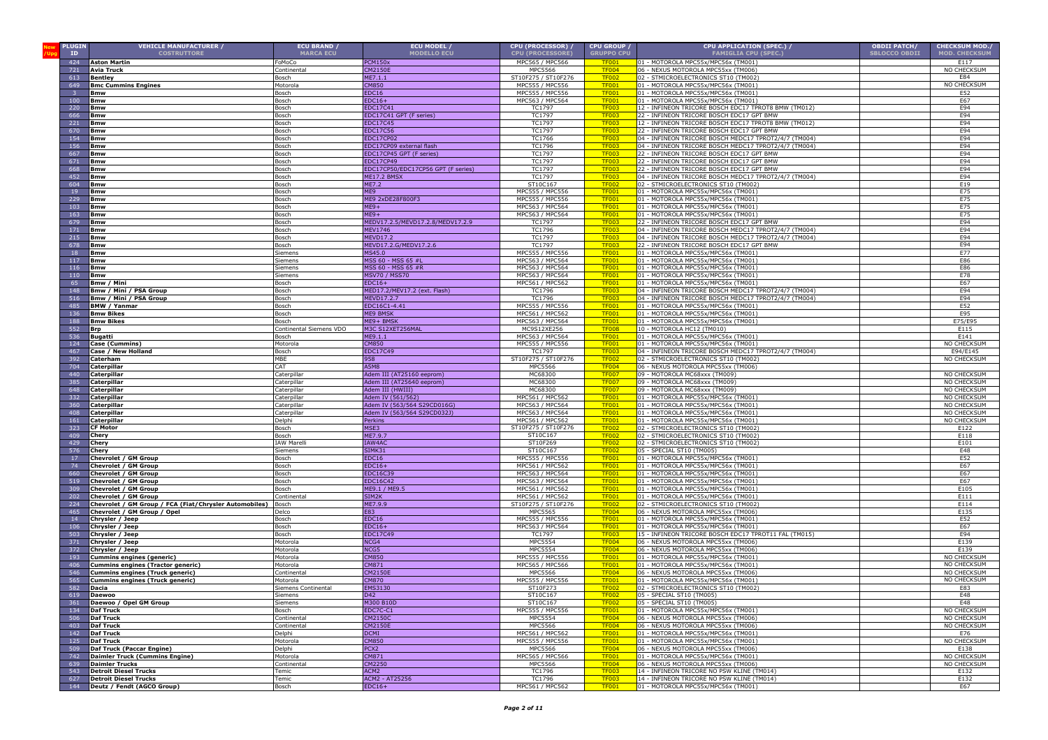| New /Upg | PLUGIN ID | VEHICLE MANUFACTURER / COSTRUTTORE | ECU BRAND / MARCA ECU | ECU MODEL / MODELLO ECU | CPU (PROCESSOR) / CPU (PROCESSORE) | CPU GROUP / GRUPPO CPU | CPU APPLICATION (SPEC.) / FAMIGLIA CPU (SPEC.) | OBDII PATCH/ SBLOCCO OBDII | CHECKSUM MOD./ MOD. CHECKSUM |
|---|---|---|---|---|---|---|---|---|---|
| | 424 | Aston Martin | FoMoCo | PCM150x | MPC565 / MPC566 | TF001 | 01 - MOTOROLA MPC55x/MPC56x (TM001) | | E117 |
| | 721 | Avia Truck | Continental | CM2150E | MPC5566 | TF004 | 06 - NEXUS MOTOROLA MPC55xx (TM006) | | NO CHECKSUM |
| | 613 | Bentley | Bosch | ME7.1.1 | ST10F275 / ST10F276 | TF002 | 02 - STMICROELECTRONICS ST10 (TM002) | | E84 |
| | 649 | Bmc Cummins Engines | Motorola | CM850 | MPC555 / MPC556 | TF001 | 01 - MOTOROLA MPC55x/MPC56x (TM001) | | NO CHECKSUM |
| | 3 | Bmw | Bosch | EDC16 | MPC555 / MPC556 | TF001 | 01 - MOTOROLA MPC55x/MPC56x (TM001) | | E52 |
| | 100 | Bmw | Bosch | EDC16+ | MPC563 / MPC564 | TF001 | 01 - MOTOROLA MPC55x/MPC56x (TM001) | | E67 |
| | 220 | Bmw | Bosch | EDC17C41 | TC1797 | TF003 | 12 - INFINEON TRICORE BOSCH EDC17 TPROT8 BMW (TM012) | | E94 |
| | 666 | Bmw | Bosch | EDC17C41 GPT (F series) | TC1797 | TF003 | 22 - INFINEON TRICORE BOSCH EDC17 GPT BMW | | E94 |
| | 221 | Bmw | Bosch | EDC17C45 | TC1797 | TF003 | 12 - INFINEON TRICORE BOSCH EDC17 TPROT8 BMW (TM012) | | E94 |
| | 670 | Bmw | Bosch | EDC17C56 | TC1797 | TF003 | 22 - INFINEON TRICORE BOSCH EDC17 GPT BMW | | E94 |
| | 154 | Bmw | Bosch | EDC17CP02 | TC1766 | TF003 | 04 - INFINEON TRICORE BOSCH MEDC17 TPROT2/4/7 (TM004) | | E94 |
| | 156 | Bmw | Bosch | EDC17CP09 external flash | TC1796 | TF003 | 04 - INFINEON TRICORE BOSCH MEDC17 TPROT2/4/7 (TM004) | | E94 |
| | 667 | Bmw | Bosch | EDC17CP45 GPT (F series) | TC1797 | TF003 | 22 - INFINEON TRICORE BOSCH EDC17 GPT BMW | | E94 |
| | 671 | Bmw | Bosch | EDC17CP49 | TC1797 | TF003 | 22 - INFINEON TRICORE BOSCH EDC17 GPT BMW | | E94 |
| | 668 | Bmw | Bosch | EDC17CP50/EDC17CP56 GPT (F series) | TC1797 | TF003 | 22 - INFINEON TRICORE BOSCH EDC17 GPT BMW | | E94 |
| | 452 | Bmw | Bosch | ME17.2 BMSX | TC1797 | TF003 | 04 - INFINEON TRICORE BOSCH MEDC17 TPROT2/4/7 (TM004) | | E94 |
| | 604 | Bmw | Bosch | ME7.2 | ST10C167 | TF002 | 02 - STMICROELECTRONICS ST10 (TM002) | | E19 |
| | 19 | Bmw | Bosch | ME9 | MPC555 / MPC556 | TF001 | 01 - MOTOROLA MPC55x/MPC56x (TM001) | | E75 |
| | 229 | Bmw | Bosch | ME9 2xDE28F800F3 | MPC555 / MPC556 | TF001 | 01 - MOTOROLA MPC55x/MPC56x (TM001) | | E75 |
| | 103 | Bmw | Bosch | ME9+ | MPC563 / MPC564 | TF001 | 01 - MOTOROLA MPC55x/MPC56x (TM001) | | E75 |
| | 163 | Bmw | Bosch | ME9+ | MPC563 / MPC564 | TF001 | 01 - MOTOROLA MPC55x/MPC56x (TM001) | | E75 |
| | 679 | Bmw | Bosch | MEDV17.2.5/MEVD17.2.8/MEDV17.2.9 | TC1797 | TF003 | 22 - INFINEON TRICORE BOSCH EDC17 GPT BMW | | E94 |
| | 171 | Bmw | Bosch | MEV1746 | TC1796 | TF003 | 04 - INFINEON TRICORE BOSCH MEDC17 TPROT2/4/7 (TM004) | | E94 |
| | 215 | Bmw | Bosch | MEVD17.2 | TC1797 | TF003 | 04 - INFINEON TRICORE BOSCH MEDC17 TPROT2/4/7 (TM004) | | E94 |
| | 678 | Bmw | Bosch | MEVD17.2.G/MEVD17.2.6 | TC1797 | TF003 | 22 - INFINEON TRICORE BOSCH EDC17 GPT BMW | | E94 |
| | 18 | Bmw | Siemens | MS45.0 | MPC555 / MPC556 | TF001 | 01 - MOTOROLA MPC55x/MPC56x (TM001) | | E77 |
| | 117 | Bmw | Siemens | MSS 60 - MSS 65 #L | MPC563 / MPC564 | TF001 | 01 - MOTOROLA MPC55x/MPC56x (TM001) | | E86 |
| | 116 | Bmw | Siemens | MSS 60 - MSS 65 #R | MPC563 / MPC564 | TF001 | 01 - MOTOROLA MPC55x/MPC56x (TM001) | | E86 |
| | 110 | Bmw | Siemens | MSV70 / MSS70 | MPC563 / MPC564 | TF001 | 01 - MOTOROLA MPC55x/MPC56x (TM001) | | E78 |
| | 65 | Bmw / Mini | Bosch | EDC16+ | MPC561 / MPC562 | TF001 | 01 - MOTOROLA MPC55x/MPC56x (TM001) | | E67 |
| | 148 | Bmw / Mini / PSA Group | Bosch | MED17.2/MEV17.2 (ext. Flash) | TC1796 | TF003 | 04 - INFINEON TRICORE BOSCH MEDC17 TPROT2/4/7 (TM004) | | E94 |
| | 516 | Bmw / Mini / PSA Group | Bosch | MEVD17.2.7 | TC1796 | TF003 | 04 - INFINEON TRICORE BOSCH MEDC17 TPROT2/4/7 (TM004) | | E94 |
| | 485 | BMW / Yanmar | Bosch | EDC16C1-4.41 | MPC555 / MPC556 | TF001 | 01 - MOTOROLA MPC55x/MPC56x (TM001) | | E52 |
| | 136 | Bmw Bikes | Bosch | ME9 BMSK | MPC561 / MPC562 | TF001 | 01 - MOTOROLA MPC55x/MPC56x (TM001) | | E95 |
| | 188 | Bmw Bikes | Bosch | ME9+ BMSK | MPC563 / MPC564 | TF001 | 01 - MOTOROLA MPC55x/MPC56x (TM001) | | E75/E95 |
| | 552 | Brp | Continental Siemens VDO | M3C S12XET256MAL | MC9S12XE256 | TF008 | 10 - MOTOROLA HC12 (TM010) | | E115 |
| | 536 | Bugatti | Bosch | ME9.1.1 | MPC563 / MPC564 | TF001 | 01 - MOTOROLA MPC55x/MPC56x (TM001) | | E141 |
| | 124 | Case (Cummins) | Motorola | CM850 | MPC555 / MPC556 | TF001 | 01 - MOTOROLA MPC55x/MPC56x (TM001) | | NO CHECKSUM |
| | 467 | Case / New Holland | Bosch | EDC17C49 | TC1797 | TF003 | 04 - INFINEON TRICORE BOSCH MEDC17 TPROT2/4/7 (TM004) | | E94/E145 |
| | 392 | Caterham | MBE | 958 | ST10F275 / ST10F276 | TF002 | 02 - STMICROELECTRONICS ST10 (TM002) | | NO CHECKSUM |
| | 704 | Caterpillar | CAT | A5M8 | MPC5566 | TF004 | 06 - NEXUS MOTOROLA MPC55xx (TM006) | | |
| | 440 | Caterpillar | Caterpillar | Adem III (AT25160 eeprom) | MC68300 | TF007 | 09 - MOTOROLA MC68xxx (TM009) | | NO CHECKSUM |
| | 385 | Caterpillar | Caterpillar | Adem III (AT25640 eeprom) | MC68300 | TF007 | 09 - MOTOROLA MC68xxx (TM009) | | NO CHECKSUM |
| | 648 | Caterpillar | Caterpillar | Adem III (HWIII) | MC68300 | TF007 | 09 - MOTOROLA MC68xxx (TM009) | | NO CHECKSUM |
| | 332 | Caterpillar | Caterpillar | Adem IV (561/562) | MPC561 / MPC562 | TF001 | 01 - MOTOROLA MPC55x/MPC56x (TM001) | | NO CHECKSUM |
| | 360 | Caterpillar | Caterpillar | Adem IV (563/564 S29CD016G) | MPC563 / MPC564 | TF001 | 01 - MOTOROLA MPC55x/MPC56x (TM001) | | NO CHECKSUM |
| | 408 | Caterpillar | Caterpillar | Adem IV (563/564 S29CD032J) | MPC563 / MPC564 | TF001 | 01 - MOTOROLA MPC55x/MPC56x (TM001) | | NO CHECKSUM |
| | 161 | Caterpillar | Delphi | Perkins | MPC561 / MPC562 | TF001 | 01 - MOTOROLA MPC55x/MPC56x (TM001) | | NO CHECKSUM |
| | 323 | CF Motor | Bosch | MSE3 | ST10F275 / ST10F276 | TF002 | 02 - STMICROELECTRONICS ST10 (TM002) | | E122 |
| | 409 | Chery | Bosch | ME7.9.7 | ST10C167 | TF002 | 02 - STMICROELECTRONICS ST10 (TM002) | | E118 |
| | 429 | Chery | IAW Marelli | IAW4AC | ST10F269 | TF002 | 02 - STMICROELECTRONICS ST10 (TM002) | | E101 |
| | 576 | Chery | Siemens | SIMK31 | ST10C167 | TF002 | 05 - SPECIAL ST10 (TM005) | | E48 |
| | 17 | Chevrolet / GM Group | Bosch | EDC16 | MPC555 / MPC556 | TF001 | 01 - MOTOROLA MPC55x/MPC56x (TM001) | | E52 |
| | 74 | Chevrolet / GM Group | Bosch | EDC16+ | MPC561 / MPC562 | TF001 | 01 - MOTOROLA MPC55x/MPC56x (TM001) | | E67 |
| | 660 | Chevrolet / GM Group | Bosch | EDC16C39 | MPC563 / MPC564 | TF001 | 01 - MOTOROLA MPC55x/MPC56x (TM001) | | E67 |
| | 519 | Chevrolet / GM Group | Bosch | EDC16C42 | MPC563 / MPC564 | TF001 | 01 - MOTOROLA MPC55x/MPC56x (TM001) | | E67 |
| | 309 | Chevrolet / GM Group | Bosch | ME9.1 / ME9.5 | MPC561 / MPC562 | TF001 | 01 - MOTOROLA MPC55x/MPC56x (TM001) | | E105 |
| | 202 | Chevrolet / GM Group | Continental | SIM2K | MPC561 / MPC562 | TF001 | 01 - MOTOROLA MPC55x/MPC56x (TM001) | | E111 |
| | 224 | Chevrolet / GM Group / FCA (Fiat/Chrysler Automobiles) | Bosch | ME7.9.9 | ST10F275 / ST10F276 | TF002 | 02 - STMICROELECTRONICS ST10 (TM002) | | E114 |
| | 465 | Chevrolet / GM Group / Opel | Delco | E83 | MPC5565 | TF004 | 06 - NEXUS MOTOROLA MPC55xx (TM006) | | E135 |
| | 14 | Chrysler / Jeep | Bosch | EDC16 | MPC555 / MPC556 | TF001 | 01 - MOTOROLA MPC55x/MPC56x (TM001) | | E52 |
| | 106 | Chrysler / Jeep | Bosch | EDC16+ | MPC563 / MPC564 | TF001 | 01 - MOTOROLA MPC55x/MPC56x (TM001) | | E67 |
| | 503 | Chrysler / Jeep | Bosch | EDC17C49 | TC1797 | TF003 | 15 - INFINEON TRICORE BOSCH EDC17 TPROT11 FAL (TM015) | | E94 |
| | 371 | Chrysler / Jeep | Motorola | NCG4 | MPC5554 | TF004 | 06 - NEXUS MOTOROLA MPC55xx (TM006) | | E139 |
| | 372 | Chrysler / Jeep | Motorola | NCG5 | MPC5554 | TF004 | 06 - NEXUS MOTOROLA MPC55xx (TM006) | | E139 |
| | 193 | Cummins engines (generic) | Motorola | CM850 | MPC555 / MPC556 | TF001 | 01 - MOTOROLA MPC55x/MPC56x (TM001) | | NO CHECKSUM |
| | 406 | Cummins engines (Tractor generic) | Motorola | CM871 | MPC565 / MPC566 | TF001 | 01 - MOTOROLA MPC55x/MPC56x (TM001) | | NO CHECKSUM |
| | 546 | Cummins engines (Truck generic) | Continental | CM2150E | MPC5566 | TF004 | 06 - NEXUS MOTOROLA MPC55xx (TM006) | | NO CHECKSUM |
| | 565 | Cummins engines (Truck generic) | Motorola | CM870 | MPC555 / MPC556 | TF001 | 01 - MOTOROLA MPC55x/MPC56x (TM001) | | NO CHECKSUM |
| | 582 | Dacia | Siemens Continental | EMS3130 | ST10F273 | TF002 | 02 - STMICROELECTRONICS ST10 (TM002) | | E83 |
| | 619 | Daewoo | Siemens | D42 | ST10C167 | TF002 | 05 - SPECIAL ST10 (TM005) | | E48 |
| | 361 | Daewoo / Opel GM Group | Siemens | M300 B10D | ST10C167 | TF002 | 05 - SPECIAL ST10 (TM005) | | E48 |
| | 134 | Daf Truck | Bosch | EDC7C-C1 | MPC555 / MPC556 | TF001 | 01 - MOTOROLA MPC55x/MPC56x (TM001) | | NO CHECKSUM |
| | 506 | Daf Truck | Continental | CM2150C | MPC5554 | TF004 | 06 - NEXUS MOTOROLA MPC55xx (TM006) | | NO CHECKSUM |
| | 403 | Daf Truck | Continental | CM2150E | MPC5566 | TF004 | 06 - NEXUS MOTOROLA MPC55xx (TM006) | | NO CHECKSUM |
| | 142 | Daf Truck | Delphi | DCMI | MPC561 / MPC562 | TF001 | 01 - MOTOROLA MPC55x/MPC56x (TM001) | | E76 |
| | 125 | Daf Truck | Motorola | CM850 | MPC555 / MPC556 | TF001 | 01 - MOTOROLA MPC55x/MPC56x (TM001) | | NO CHECKSUM |
| | 509 | Daf Truck (Paccar Engine) | Delphi | PCX2 | MPC5566 | TF004 | 06 - NEXUS MOTOROLA MPC55xx (TM006) | | E138 |
| | 742 | Daimler Truck (Cummins Engine) | Motorola | CM871 | MPC565 / MPC566 | TF001 | 01 - MOTOROLA MPC55x/MPC56x (TM001) | | NO CHECKSUM |
| | 639 | Daimler Trucks | Continental | CM2250 | MPC5566 | TF004 | 06 - NEXUS MOTOROLA MPC55xx (TM006) | | NO CHECKSUM |
| | 543 | Detroit Diesel Trucks | Temic | ACM2 | TC1796 | TF003 | 14 - INFINEON TRICORE NO PSW KLINE (TM014) | | E132 |
| | 627 | Detroit Diesel Trucks | Temic | ACM2 - AT25256 | TC1796 | TF003 | 14 - INFINEON TRICORE NO PSW KLINE (TM014) | | E132 |
| | 144 | Deutz / Fendt (AGCO Group) | Bosch | EDC16+ | MPC561 / MPC562 | TF001 | 01 - MOTOROLA MPC55x/MPC56x (TM001) | | E67 |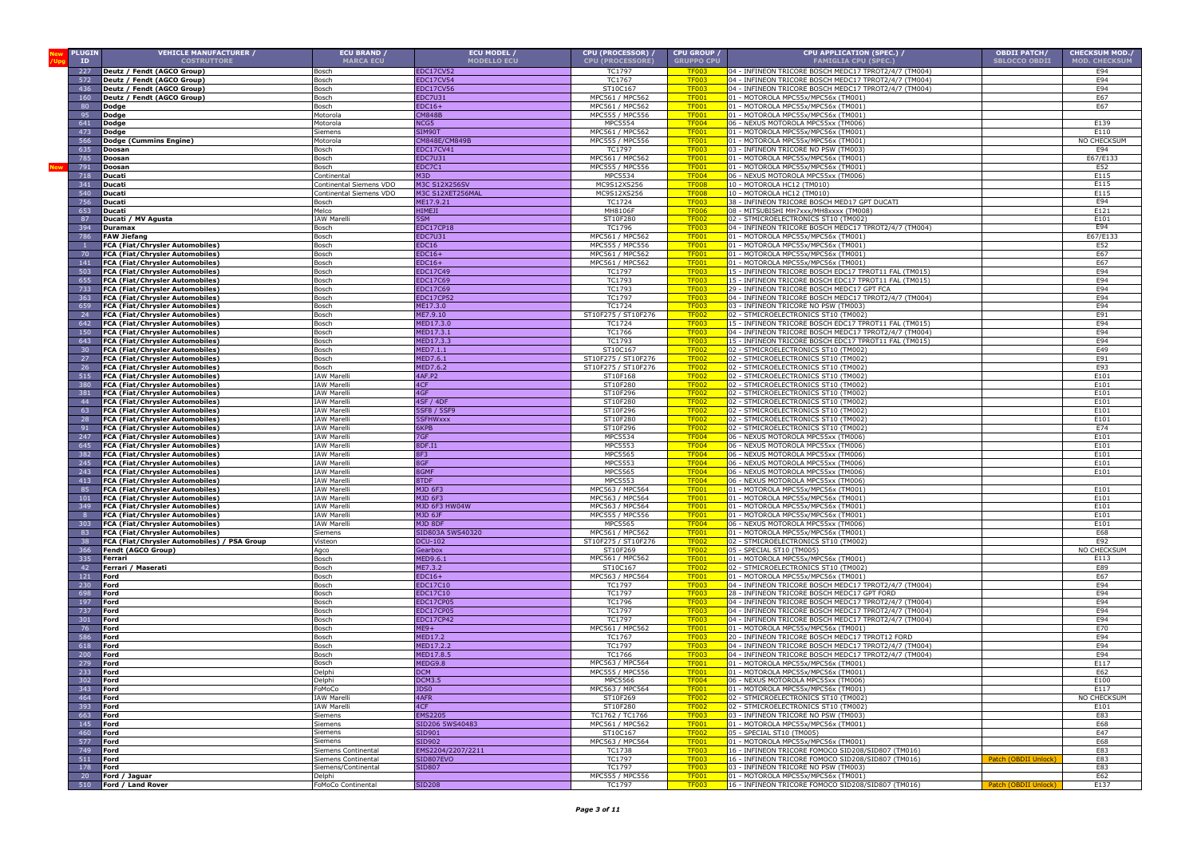| New /Upg | PLUGIN ID | VEHICLE MANUFACTURER / COSTRUTTORE | ECU BRAND / MARCA ECU | ECU MODEL / MODELLO ECU | CPU (PROCESSOR) / CPU (PROCESSORE) | CPU GROUP / GRUPPO CPU | CPU APPLICATION (SPEC.) / FAMIGLIA CPU (SPEC.) | OBDII PATCH/ SBLOCCO OBDII | CHECKSUM MOD./ MOD. CHECKSUM |
|---|---|---|---|---|---|---|---|---|---|
| | 227 | Deutz / Fendt (AGCO Group) | Bosch | EDC17CV52 | TC1797 | TF003 | 04 - INFINEON TRICORE BOSCH MEDC17 TPROT2/4/7 (TM004) | | E94 |
| | 572 | Deutz / Fendt (AGCO Group) | Bosch | EDC17CV54 | TC1767 | TF003 | 04 - INFINEON TRICORE BOSCH MEDC17 TPROT2/4/7 (TM004) | | E94 |
| | 436 | Deutz / Fendt (AGCO Group) | Bosch | EDC17CV56 | ST10C167 | TF003 | 04 - INFINEON TRICORE BOSCH MEDC17 TPROT2/4/7 (TM004) | | E94 |
| | 160 | Deutz / Fendt (AGCO Group) | Bosch | EDC7U31 | MPC561 / MPC562 | TF001 | 01 - MOTOROLA MPC55x/MPC56x (TM001) | | E67 |
| | 80 | Dodge | Bosch | EDC16+ | MPC561 / MPC562 | TF001 | 01 - MOTOROLA MPC55x/MPC56x (TM001) | | E67 |
| | 95 | Dodge | Motorola | CM848B | MPC555 / MPC556 | TF001 | 01 - MOTOROLA MPC55x/MPC56x (TM001) | | |
| | 641 | Dodge | Motorola | NCG5 | MPC5554 | TF004 | 06 - NEXUS MOTOROLA MPC55xx (TM006) | | E139 |
| | 473 | Dodge | Siemens | SIM90T | MPC561 / MPC562 | TF001 | 01 - MOTOROLA MPC55x/MPC56x (TM001) | | E110 |
| | 566 | Dodge (Cummins Engine) | Motorola | CM848E/CM849B | MPC555 / MPC556 | TF001 | 01 - MOTOROLA MPC55x/MPC56x (TM001) | | NO CHECKSUM |
| | 635 | Doosan | Bosch | EDC17CV41 | TC1797 | TF003 | 03 - INFINEON TRICORE NO PSW (TM003) | | E94 |
| | 785 | Doosan | Bosch | EDC7U31 | MPC561 / MPC562 | TF001 | 01 - MOTOROLA MPC55x/MPC56x (TM001) | | E67/E133 |
| New | 791 | Doosan | Bosch | EDC7C1 | MPC555 / MPC556 | TF001 | 01 - MOTOROLA MPC55x/MPC56x (TM001) | | E52 |
| | 718 | Ducati | Continental | M3D | MPC5534 | TF004 | 06 - NEXUS MOTOROLA MPC55xx (TM006) | | E115 |
| | 341 | Ducati | Continental Siemens VDO | M3C S12X256SV | MC9S12XS256 | TF008 | 10 - MOTOROLA HC12 (TM010) | | E115 |
| | 540 | Ducati | Continental Siemens VDO | M3C S12XET256MAL | MC9S12XS256 | TF008 | 10 - MOTOROLA HC12 (TM010) | | E115 |
| | 756 | Ducati | Bosch | ME17.9.21 | TC1724 | TF003 | 38 - INFINEON TRICORE BOSCH MED17 GPT DUCATI | | E94 |
| | 653 | Ducati | Melco | HIMEJI | MH8106F | TF006 | 08 - MITSUBISHI MH7xxx/MH8xxxx (TM008) | | E121 |
| | 87 | Ducati / MV Agusta | IAW Marelli | 5SM | ST10F280 | TF002 | 02 - STMICROELECTRONICS ST10 (TM002) | | E101 |
| | 394 | Duramax | Bosch | EDC17CP18 | TC1796 | TF003 | 04 - INFINEON TRICORE BOSCH MEDC17 TPROT2/4/7 (TM004) | | E94 |
| | 786 | FAW Jiefang | Bosch | EDC7U31 | MPC561 / MPC562 | TF001 | 01 - MOTOROLA MPC55x/MPC56x (TM001) | | E67/E133 |
| | 1 | FCA (Fiat/Chrysler Automobiles) | Bosch | EDC16 | MPC555 / MPC556 | TF001 | 01 - MOTOROLA MPC55x/MPC56x (TM001) | | E52 |
| | 70 | FCA (Fiat/Chrysler Automobiles) | Bosch | EDC16+ | MPC561 / MPC562 | TF001 | 01 - MOTOROLA MPC55x/MPC56x (TM001) | | E67 |
| | 141 | FCA (Fiat/Chrysler Automobiles) | Bosch | EDC16+ | MPC561 / MPC562 | TF001 | 01 - MOTOROLA MPC55x/MPC56x (TM001) | | E67 |
| | 503 | FCA (Fiat/Chrysler Automobiles) | Bosch | EDC17C49 | TC1797 | TF003 | 15 - INFINEON TRICORE BOSCH EDC17 TPROT11 FAL (TM015) | | E94 |
| | 655 | FCA (Fiat/Chrysler Automobiles) | Bosch | EDC17C69 | TC1793 | TF003 | 15 - INFINEON TRICORE BOSCH EDC17 TPROT11 FAL (TM015) | | E94 |
| | 733 | FCA (Fiat/Chrysler Automobiles) | Bosch | EDC17C69 | TC1793 | TF003 | 29 - INFINEON TRICORE BOSCH MEDC17 GPT FCA | | E94 |
| | 363 | FCA (Fiat/Chrysler Automobiles) | Bosch | EDC17CP52 | TC1797 | TF003 | 04 - INFINEON TRICORE BOSCH MEDC17 TPROT2/4/7 (TM004) | | E94 |
| | 659 | FCA (Fiat/Chrysler Automobiles) | Bosch | ME17.3.0 | TC1724 | TF003 | 03 - INFINEON TRICORE NO PSW (TM003) | | E94 |
| | 24 | FCA (Fiat/Chrysler Automobiles) | Bosch | ME7.9.10 | ST10F275 / ST10F276 | TF002 | 02 - STMICROELECTRONICS ST10 (TM002) | | E91 |
| | 642 | FCA (Fiat/Chrysler Automobiles) | Bosch | MED17.3.0 | TC1724 | TF003 | 15 - INFINEON TRICORE BOSCH EDC17 TPROT11 FAL (TM015) | | E94 |
| | 150 | FCA (Fiat/Chrysler Automobiles) | Bosch | MED17.3.1 | TC1766 | TF003 | 04 - INFINEON TRICORE BOSCH MEDC17 TPROT2/4/7 (TM004) | | E94 |
| | 643 | FCA (Fiat/Chrysler Automobiles) | Bosch | MED17.3.3 | TC1793 | TF003 | 15 - INFINEON TRICORE BOSCH EDC17 TPROT11 FAL (TM015) | | E94 |
| | 30 | FCA (Fiat/Chrysler Automobiles) | Bosch | MED7.1.1 | ST10C167 | TF002 | 02 - STMICROELECTRONICS ST10 (TM002) | | E49 |
| | 27 | FCA (Fiat/Chrysler Automobiles) | Bosch | MED7.6.1 | ST10F275 / ST10F276 | TF002 | 02 - STMICROELECTRONICS ST10 (TM002) | | E91 |
| | 26 | FCA (Fiat/Chrysler Automobiles) | Bosch | MED7.6.2 | ST10F275 / ST10F276 | TF002 | 02 - STMICROELECTRONICS ST10 (TM002) | | E93 |
| | 515 | FCA (Fiat/Chrysler Automobiles) | IAW Marelli | 4AF.P2 | ST10F168 | TF002 | 02 - STMICROELECTRONICS ST10 (TM002) | | E101 |
| | 380 | FCA (Fiat/Chrysler Automobiles) | IAW Marelli | 4CF | ST10F280 | TF002 | 02 - STMICROELECTRONICS ST10 (TM002) | | E101 |
| | 381 | FCA (Fiat/Chrysler Automobiles) | IAW Marelli | 4GF | ST10F296 | TF002 | 02 - STMICROELECTRONICS ST10 (TM002) | | E101 |
| | 44 | FCA (Fiat/Chrysler Automobiles) | IAW Marelli | 4SF / 4DF | ST10F280 | TF002 | 02 - STMICROELECTRONICS ST10 (TM002) | | E101 |
| | 63 | FCA (Fiat/Chrysler Automobiles) | IAW Marelli | 5SF8 / 5SF9 | ST10F296 | TF002 | 02 - STMICROELECTRONICS ST10 (TM002) | | E101 |
| | 28 | FCA (Fiat/Chrysler Automobiles) | IAW Marelli | 5SFHWxxx | ST10F280 | TF002 | 02 - STMICROELECTRONICS ST10 (TM002) | | E101 |
| | 91 | FCA (Fiat/Chrysler Automobiles) | IAW Marelli | 6KPB | ST10F296 | TF002 | 02 - STMICROELECTRONICS ST10 (TM002) | | E74 |
| | 247 | FCA (Fiat/Chrysler Automobiles) | IAW Marelli | 7GF | MPC5534 | TF004 | 06 - NEXUS MOTOROLA MPC55xx (TM006) | | E101 |
| | 645 | FCA (Fiat/Chrysler Automobiles) | IAW Marelli | 8DF.I1 | MPC5553 | TF004 | 06 - NEXUS MOTOROLA MPC55xx (TM006) | | E101 |
| | 382 | FCA (Fiat/Chrysler Automobiles) | IAW Marelli | 8F3 | MPC5565 | TF004 | 06 - NEXUS MOTOROLA MPC55xx (TM006) | | E101 |
| | 245 | FCA (Fiat/Chrysler Automobiles) | IAW Marelli | 8GF | MPC5553 | TF004 | 06 - NEXUS MOTOROLA MPC55xx (TM006) | | E101 |
| | 243 | FCA (Fiat/Chrysler Automobiles) | IAW Marelli | 8GMF | MPC5565 | TF004 | 06 - NEXUS MOTOROLA MPC55xx (TM006) | | E101 |
| | 413 | FCA (Fiat/Chrysler Automobiles) | IAW Marelli | 8TDF | MPC5553 | TF004 | 06 - NEXUS MOTOROLA MPC55xx (TM006) | | |
| | 85 | FCA (Fiat/Chrysler Automobiles) | IAW Marelli | MJD 6F3 | MPC563 / MPC564 | TF001 | 01 - MOTOROLA MPC55x/MPC56x (TM001) | | E101 |
| | 101 | FCA (Fiat/Chrysler Automobiles) | IAW Marelli | MJD 6F3 | MPC563 / MPC564 | TF001 | 01 - MOTOROLA MPC55x/MPC56x (TM001) | | E101 |
| | 349 | FCA (Fiat/Chrysler Automobiles) | IAW Marelli | MJD 6F3 HW04W | MPC563 / MPC564 | TF001 | 01 - MOTOROLA MPC55x/MPC56x (TM001) | | E101 |
| | 8 | FCA (Fiat/Chrysler Automobiles) | IAW Marelli | MJD 6JF | MPC555 / MPC556 | TF001 | 01 - MOTOROLA MPC55x/MPC56x (TM001) | | E101 |
| | 303 | FCA (Fiat/Chrysler Automobiles) | IAW Marelli | MJD 8DF | MPC5565 | TF004 | 06 - NEXUS MOTOROLA MPC55xx (TM006) | | E101 |
| | 83 | FCA (Fiat/Chrysler Automobiles) | Siemens | SID803A 5WS40320 | MPC561 / MPC562 | TF001 | 01 - MOTOROLA MPC55x/MPC56x (TM001) | | E68 |
| | 38 | FCA (Fiat/Chrysler Automobiles) / PSA Group | Visteon | DCU-102 | ST10F275 / ST10F276 | TF002 | 02 - STMICROELECTRONICS ST10 (TM002) | | E92 |
| | 366 | Fendt (AGCO Group) | Agco | Gearbox | ST10F269 | TF002 | 05 - SPECIAL ST10 (TM005) | | NO CHECKSUM |
| | 335 | Ferrari | Bosch | MED9.6.1 | MPC561 / MPC562 | TF001 | 01 - MOTOROLA MPC55x/MPC56x (TM001) | | E113 |
| | 42 | Ferrari / Maserati | Bosch | ME7.3.2 | ST10C167 | TF002 | 02 - STMICROELECTRONICS ST10 (TM002) | | E89 |
| | 121 | Ford | Bosch | EDC16+ | MPC563 / MPC564 | TF001 | 01 - MOTOROLA MPC55x/MPC56x (TM001) | | E67 |
| | 230 | Ford | Bosch | EDC17C10 | TC1797 | TF003 | 04 - INFINEON TRICORE BOSCH MEDC17 TPROT2/4/7 (TM004) | | E94 |
| | 698 | Ford | Bosch | EDC17C10 | TC1797 | TF003 | 28 - INFINEON TRICORE BOSCH MEDC17 GPT FORD | | E94 |
| | 197 | Ford | Bosch | EDC17CP05 | TC1796 | TF003 | 04 - INFINEON TRICORE BOSCH MEDC17 TPROT2/4/7 (TM004) | | E94 |
| | 737 | Ford | Bosch | EDC17CP05 | TC1797 | TF003 | 04 - INFINEON TRICORE BOSCH MEDC17 TPROT2/4/7 (TM004) | | E94 |
| | 301 | Ford | Bosch | EDC17CP42 | TC1797 | TF003 | 04 - INFINEON TRICORE BOSCH MEDC17 TPROT2/4/7 (TM004) | | E94 |
| | 76 | Ford | Bosch | ME9+ | MPC561 / MPC562 | TF001 | 01 - MOTOROLA MPC55x/MPC56x (TM001) | | E70 |
| | 586 | Ford | Bosch | MED17.2 | TC1767 | TF003 | 20 - INFINEON TRICORE BOSCH MEDC17 TPROT12 FORD | | E94 |
| | 618 | Ford | Bosch | MED17.2.2 | TC1797 | TF003 | 04 - INFINEON TRICORE BOSCH MEDC17 TPROT2/4/7 (TM004) | | E94 |
| | 200 | Ford | Bosch | MED17.8.5 | TC1766 | TF003 | 04 - INFINEON TRICORE BOSCH MEDC17 TPROT2/4/7 (TM004) | | E94 |
| | 279 | Ford | Bosch | MEDG9.8 | MPC563 / MPC564 | TF001 | 01 - MOTOROLA MPC55x/MPC56x (TM001) | | E117 |
| | 233 | Ford | Delphi | DCM | MPC555 / MPC556 | TF001 | 01 - MOTOROLA MPC55x/MPC56x (TM001) | | E62 |
| | 302 | Ford | Delphi | DCM3.5 | MPC5566 | TF004 | 06 - NEXUS MOTOROLA MPC55xx (TM006) | | E100 |
| | 343 | Ford | FoMoCo | JDS0 | MPC563 / MPC564 | TF001 | 01 - MOTOROLA MPC55x/MPC56x (TM001) | | E117 |
| | 464 | Ford | IAW Marelli | 4AFR | ST10F269 | TF002 | 02 - STMICROELECTRONICS ST10 (TM002) | | NO CHECKSUM |
| | 393 | Ford | IAW Marelli | 4CF | ST10F280 | TF002 | 02 - STMICROELECTRONICS ST10 (TM002) | | E101 |
| | 663 | Ford | Siemens | EMS2205 | TC1762 / TC1766 | TF003 | 03 - INFINEON TRICORE NO PSW (TM003) | | E83 |
| | 145 | Ford | Siemens | SID206 5WS40483 | MPC561 / MPC562 | TF001 | 01 - MOTOROLA MPC55x/MPC56x (TM001) | | E68 |
| | 460 | Ford | Siemens | SID901 | ST10C167 | TF002 | 05 - SPECIAL ST10 (TM005) | | E47 |
| | 577 | Ford | Siemens | SID902 | MPC563 / MPC564 | TF001 | 01 - MOTOROLA MPC55x/MPC56x (TM001) | | E68 |
| | 749 | Ford | Siemens Continental | EMS2204/2207/2211 | TC1738 | TF003 | 16 - INFINEON TRICORE FOMOCO SID208/SID807 (TM016) | | E83 |
| | 511 | Ford | Siemens Continental | SID807EVO | TC1797 | TF003 | 16 - INFINEON TRICORE FOMOCO SID208/SID807 (TM016) | Patch (OBDII Unlock) | E83 |
| | 178 | Ford | Siemens/Continental | SID807 | TC1797 | TF003 | 03 - INFINEON TRICORE NO PSW (TM003) | | E83 |
| | 20 | Ford / Jaguar | Delphi | | MPC555 / MPC556 | TF001 | 01 - MOTOROLA MPC55x/MPC56x (TM001) | | E62 |
| | 510 | Ford / Land Rover | FoMoCo Continental | SID208 | TC1797 | TF003 | 16 - INFINEON TRICORE FOMOCO SID208/SID807 (TM016) | Patch (OBDII Unlock) | E137 |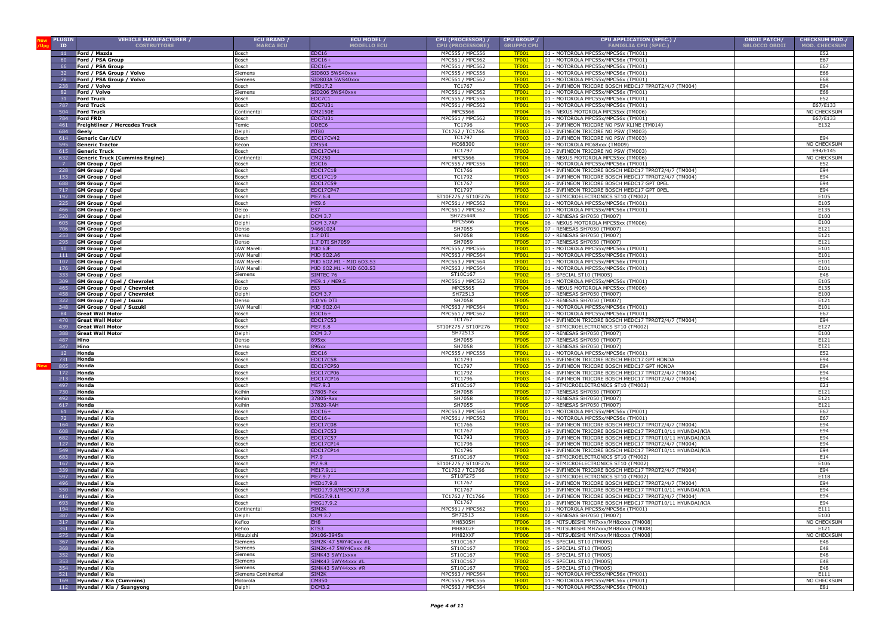| New /Upg | PLUGIN ID | VEHICLE MANUFACTURER / COSTRUTTORE | ECU BRAND / MARCA ECU | ECU MODEL / MODELLO ECU | CPU (PROCESSOR) / CPU (PROCESSORE) | CPU GROUP / GRUPPO CPU | CPU APPLICATION (SPEC.) / FAMIGLIA CPU (SPEC.) | OBDII PATCH/ SBLOCCO OBDII | CHECKSUM MOD./ MOD. CHECKSUM |
|---|---|---|---|---|---|---|---|---|---|
| | 11 | Ford / Mazda | Bosch | EDC16 | MPC555 / MPC556 | TF001 | 01 - MOTOROLA MPC55x/MPC56x (TM001) | | E52 |
| | 60 | Ford / PSA Group | Bosch | EDC16+ | MPC561 / MPC562 | TF001 | 01 - MOTOROLA MPC55x/MPC56x (TM001) | | E67 |
| | 66 | Ford / PSA Group | Bosch | EDC16+ | MPC561 / MPC562 | TF001 | 01 - MOTOROLA MPC55x/MPC56x (TM001) | | E67 |
| | 32 | Ford / PSA Group / Volvo | Siemens | SID803 5WS40xxx | MPC555 / MPC556 | TF001 | 01 - MOTOROLA MPC55x/MPC56x (TM001) | | E68 |
| | 78 | Ford / PSA Group / Volvo | Siemens | SID803A 5WS40xxx | MPC561 / MPC562 | TF001 | 01 - MOTOROLA MPC55x/MPC56x (TM001) | | E68 |
| | 238 | Ford / Volvo | Bosch | MED17.2 | TC1767 | TF003 | 04 - INFINEON TRICORE BOSCH MEDC17 TPROT2/4/7 (TM004) | | E94 |
| | 82 | Ford / Volvo | Siemens | SID206 5WS40xxx | MPC561 / MPC562 | TF001 | 01 - MOTOROLA MPC55x/MPC56x (TM001) | | E68 |
| | 31 | Ford Truck | Bosch | EDC7C1 | MPC555 / MPC556 | TF001 | 01 - MOTOROLA MPC55x/MPC56x (TM001) | | E52 |
| | 787 | Ford Truck | Bosch | EDC7U31 | MPC561 / MPC562 | TF001 | 01 - MOTOROLA MPC55x/MPC56x (TM001) | | E67/E133 |
| | 504 | Ford Truck | Continental | CM2150E | MPC5566 | TF004 | 06 - NEXUS MOTOROLA MPC55xx (TM006) | | NO CHECKSUM |
| | 784 | Ford FRD | Bosch | EDC7U31 | MPC561 / MPC562 | TF001 | 01 - MOTOROLA MPC55x/MPC56x (TM001) | | E67/E133 |
| | 461 | Freightliner / Mercedes Truck | Temic | DDEC6 | TC1796 | TF003 | 14 - INFINEON TRICORE NO PSW KLINE (TM014) | | E132 |
| | 684 | Geely | Delphi | MT80 | TC1762 / TC1766 | TF003 | 03 - INFINEON TRICORE NO PSW (TM003) | | |
| | 614 | Generic Car/LCV | Bosch | EDC17CV42 | TC1797 | TF003 | 03 - INFINEON TRICORE NO PSW (TM003) | | E94 |
| | 595 | Generic Tractor | Recon | CM554 | MC68300 | TF007 | 09 - MOTOROLA MC68xxx (TM009) | | NO CHECKSUM |
| | 615 | Generic Truck | Bosch | EDC17CV41 | TC1797 | TF003 | 03 - INFINEON TRICORE NO PSW (TM003) | | E94/E145 |
| | 632 | Generic Truck (Cummins Engine) | Continental | CM2250 | MPC5566 | TF004 | 06 - NEXUS MOTOROLA MPC55xx (TM006) | | NO CHECKSUM |
| | 7 | GM Group / Opel | Bosch | EDC16 | MPC555 / MPC556 | TF001 | 01 - MOTOROLA MPC55x/MPC56x (TM001) | | E52 |
| | 228 | GM Group / Opel | Bosch | EDC17C18 | TC1766 | TF003 | 04 - INFINEON TRICORE BOSCH MEDC17 TPROT2/4/7 (TM004) | | E94 |
| | 153 | GM Group / Opel | Bosch | EDC17C19 | TC1792 | TF003 | 04 - INFINEON TRICORE BOSCH MEDC17 TPROT2/4/7 (TM004) | | E94 |
| | 688 | GM Group / Opel | Bosch | EDC17C59 | TC1767 | TF003 | 26 - INFINEON TRICORE BOSCH MEDC17 GPT OPEL | | E94 |
| | 717 | GM Group / Opel | Bosch | EDC17CP47 | TC1797 | TF003 | 26 - INFINEON TRICORE BOSCH MEDC17 GPT OPEL | | E94 |
| | 192 | GM Group / Opel | Bosch | ME7.6.4 | ST10F275 / ST10F276 | TF002 | 02 - STMICROELECTRONICS ST10 (TM002) | | E105 |
| | 225 | GM Group / Opel | Bosch | ME9.6 | MPC561 / MPC562 | TF001 | 01 - MOTOROLA MPC55x/MPC56x (TM001) | | E105 |
| | 466 | GM Group / Opel | Delco | E37 | MPC561 / MPC562 | TF001 | 01 - MOTOROLA MPC55x/MPC56x (TM001) | | E135 |
| | 520 | GM Group / Opel | Delphi | DCM 3.7 | SH72544R | TF005 | 07 - RENESAS SH7050 (TM007) | | E100 |
| | 605 | GM Group / Opel | Delphi | DCM 3.7AP | MPC5566 | TF004 | 06 - NEXUS MOTOROLA MPC55xx (TM006) | | E100 |
| | 706 | GM Group / Opel | Denso | 94661024 | SH7055 | TF005 | 07 - RENESAS SH7050 (TM007) | | E121 |
| | 253 | GM Group / Opel | Denso | 1.7 DTI | SH7058 | TF005 | 07 - RENESAS SH7050 (TM007) | | E121 |
| | 295 | GM Group / Opel | Denso | 1.7 DTI SH7059 | SH7059 | TF005 | 07 - RENESAS SH7050 (TM007) | | E121 |
| | 10 | GM Group / Opel | IAW Marelli | MJD 6JF | MPC555 / MPC556 | TF001 | 01 - MOTOROLA MPC55x/MPC56x (TM001) | | E101 |
| | 111 | GM Group / Opel | IAW Marelli | MJD 6O2.A6 | MPC563 / MPC564 | TF001 | 01 - MOTOROLA MPC55x/MPC56x (TM001) | | E101 |
| | 107 | GM Group / Opel | IAW Marelli | MJD 6O2.M1 - MJD 6O3.S3 | MPC563 / MPC564 | TF001 | 01 - MOTOROLA MPC55x/MPC56x (TM001) | | E101 |
| | 176 | GM Group / Opel | IAW Marelli | MJD 6O2.M1 - MJD 6O3.S3 | MPC563 / MPC564 | TF001 | 01 - MOTOROLA MPC55x/MPC56x (TM001) | | E101 |
| | 333 | GM Group / Opel | Siemens | SIMTEC 76 | ST10C167 | TF002 | 05 - SPECIAL ST10 (TM005) | | E48 |
| | 309 | GM Group / Opel / Chevrolet | Bosch | ME9.1 / ME9.5 | MPC561 / MPC562 | TF001 | 01 - MOTOROLA MPC55x/MPC56x (TM001) | | E105 |
| | 465 | GM Group / Opel / Chevrolet | Delco | E83 | MPC5565 | TF004 | 06 - NEXUS MOTOROLA MPC55xx (TM006) | | E135 |
| | 458 | GM Group / Opel / Chevrolet | Delphi | DCM 3.7 | SH72513 | TF005 | 07 - RENESAS SH7050 (TM007) | | E100 |
| | 372 | GM Group / Opel / Isuzu | Denso | 3.0 V6 DTI | SH7058 | TF005 | 07 - RENESAS SH7050 (TM007) | | E121 |
| | 348 | GM Group / Opel / Suzuki | IAW Marelli | MJD 6O2.04 | MPC563 / MPC564 | TF001 | 01 - MOTOROLA MPC55x/MPC56x (TM001) | | E101 |
| | 84 | Great Wall Motor | Bosch | EDC16+ | MPC561 / MPC562 | TF001 | 01 - MOTOROLA MPC55x/MPC56x (TM001) | | E67 |
| | 470 | Great Wall Motor | Bosch | EDC17C53 | TC1767 | TF003 | 04 - INFINEON TRICORE BOSCH MEDC17 TPROT2/4/7 (TM004) | | E94 |
| | 439 | Great Wall Motor | Bosch | ME7.8.8 | ST10F275 / ST10F276 | TF002 | 02 - STMICROELECTRONICS ST10 (TM002) | | E127 |
| | 388 | Great Wall Motor | Delphi | DCM 3.7 | SH72513 | TF005 | 07 - RENESAS SH7050 (TM007) | | E100 |
| | 487 | Hino | Denso | 895xx | SH7055 | TF005 | 07 - RENESAS SH7050 (TM007) | | E121 |
| | 347 | Hino | Denso | 896xx | SH7058 | TF005 | 07 - RENESAS SH7050 (TM007) | | E121 |
| | 12 | Honda | Bosch | EDC16 | MPC555 / MPC556 | TF001 | 01 - MOTOROLA MPC55x/MPC56x (TM001) | | E52 |
| | 731 | Honda | Bosch | EDC17C58 | TC1793 | TF003 | 35 - INFINEON TRICORE BOSCH MEDC17 GPT HONDA | | E94 |
| New | 805 | Honda | Bosch | EDC17CP50 | TC1797 | TF003 | 35 - INFINEON TRICORE BOSCH MEDC17 GPT HONDA | | E94 |
| | 172 | Honda | Bosch | EDC17CP06 | TC1792 | TF003 | 04 - INFINEON TRICORE BOSCH MEDC17 TPROT2/4/7 (TM004) | | E94 |
| | 213 | Honda | Bosch | EDC17CP16 | TC1796 | TF003 | 04 - INFINEON TRICORE BOSCH MEDC17 TPROT2/4/7 (TM004) | | E94 |
| | 497 | Honda | Bosch | ME7.9.3 | ST10C167 | TF002 | 02 - STMICROELECTRONICS ST10 (TM002) | | E21 |
| | 730 | Honda | Keihin | 37805-Pxx | SH7058 | TF005 | 07 - RENESAS SH7050 (TM007) | | E121 |
| | 492 | Honda | Keihin | 37805-Rxx | SH7058 | TF005 | 07 - RENESAS SH7050 (TM007) | | E121 |
| | 617 | Honda | Keihin | 37820-RAH | SH7055 | TF005 | 07 - RENESAS SH7050 (TM007) | | E121 |
| | 61 | Hyundai / Kia | Bosch | EDC16+ | MPC563 / MPC564 | TF001 | 01 - MOTOROLA MPC55x/MPC56x (TM001) | | E67 |
| | 72 | Hyundai / Kia | Bosch | EDC16+ | MPC561 / MPC562 | TF001 | 01 - MOTOROLA MPC55x/MPC56x (TM001) | | E67 |
| | 164 | Hyundai / Kia | Bosch | EDC17C08 | TC1766 | TF003 | 04 - INFINEON TRICORE BOSCH MEDC17 TPROT2/4/7 (TM004) | | E94 |
| | 608 | Hyundai / Kia | Bosch | EDC17C53 | TC1767 | TF003 | 19 - INFINEON TRICORE BOSCH MEDC17 TPROT10/11 HYUNDAI/KIA | | E94 |
| | 682 | Hyundai / Kia | Bosch | EDC17C57 | TC1793 | TF003 | 19 - INFINEON TRICORE BOSCH MEDC17 TPROT10/11 HYUNDAI/KIA | | E94 |
| | 127 | Hyundai / Kia | Bosch | EDC17CP14 | TC1796 | TF003 | 04 - INFINEON TRICORE BOSCH MEDC17 TPROT2/4/7 (TM004) | | E94 |
| | 549 | Hyundai / Kia | Bosch | EDC17CP14 | TC1796 | TF003 | 19 - INFINEON TRICORE BOSCH MEDC17 TPROT10/11 HYUNDAI/KIA | | E94 |
| | 683 | Hyundai / Kia | Bosch | M7.9 | ST10C167 | TF002 | 02 - STMICROELECTRONICS ST10 (TM002) | | E14 |
| | 167 | Hyundai / Kia | Bosch | M7.9.8 | ST10F275 / ST10F276 | TF002 | 02 - STMICROELECTRONICS ST10 (TM002) | | E106 |
| | 339 | Hyundai / Kia | Bosch | ME17.9.11 | TC1762 / TC1766 | TF003 | 04 - INFINEON TRICORE BOSCH MEDC17 TPROT2/4/7 (TM004) | | E94 |
| | 597 | Hyundai / Kia | Bosch | ME7.9.7 | ST10F275 | TF002 | 02 - STMICROELECTRONICS ST10 (TM002) | | E118 |
| | 496 | Hyundai / Kia | Bosch | MED17.9.8 | TC1767 | TF003 | 04 - INFINEON TRICORE BOSCH MEDC17 TPROT2/4/7 (TM004) | | E94 |
| | 550 | Hyundai / Kia | Bosch | MED17.9.8/MEDG17.9.8 | TC1767 | TF003 | 19 - INFINEON TRICORE BOSCH MEDC17 TPROT10/11 HYUNDAI/KIA | | E94 |
| | 416 | Hyundai / Kia | Bosch | MEG17.9.11 | TC1762 / TC1766 | TF003 | 04 - INFINEON TRICORE BOSCH MEDC17 TPROT2/4/7 (TM004) | | E94 |
| | 693 | Hyundai / Kia | Bosch | MEG17.9.2 | TC1767 | TF003 | 19 - INFINEON TRICORE BOSCH MEDC17 TPROT10/11 HYUNDAI/KIA | | E94 |
| | 194 | Hyundai / Kia | Continental | SIM2K | MPC561 / MPC562 | TF001 | 01 - MOTOROLA MPC55x/MPC56x (TM001) | | E111 |
| | 387 | Hyundai / Kia | Delphi | DCM 3.7 | SH72513 | TF005 | 07 - RENESAS SH7050 (TM007) | | E100 |
| | 317 | Hyundai / Kia | Kefico | EH8 | MH8305H | TF006 | 08 - MITSUBISHI MH7xxx/MH8xxxx (TM008) | | NO CHECKSUM |
| | 351 | Hyundai / Kia | Kefico | KTS3 | MH8X02F | TF006 | 08 - MITSUBISHI MH7xxx/MH8xxxx (TM008) | | E121 |
| | 575 | Hyundai / Kia | Mitsubishi | 39106-3945x | MH82XXF | TF006 | 08 - MITSUBISHI MH7xxx/MH8xxxx (TM008) | | NO CHECKSUM |
| | 367 | Hyundai / Kia | Siemens | SIM2K-47 5WY4Cxxx #L | ST10C167 | TF002 | 05 - SPECIAL ST10 (TM005) | | E48 |
| | 368 | Hyundai / Kia | Siemens | SIM2K-47 5WY4Cxxx #R | ST10C167 | TF002 | 05 - SPECIAL ST10 (TM005) | | E48 |
| | 352 | Hyundai / Kia | Siemens | SIMK43 5WY1xxxx | ST10C167 | TF002 | 05 - SPECIAL ST10 (TM005) | | E48 |
| | 353 | Hyundai / Kia | Siemens | SIMK43 5WY44xxx #L | ST10C167 | TF002 | 05 - SPECIAL ST10 (TM005) | | E48 |
| | 354 | Hyundai / Kia | Siemens | SIMK43 5WY44xxx #R | ST10C167 | TF002 | 05 - SPECIAL ST10 (TM005) | | E48 |
| | 521 | Hyundai / Kia | Siemens Continental | SIM2K | MPC563 / MPC564 | TF001 | 01 - MOTOROLA MPC55x/MPC56x (TM001) | | E111 |
| | 169 | Hyundai / Kia (Cummins) | Motorola | CM850 | MPC555 / MPC556 | TF001 | 01 - MOTOROLA MPC55x/MPC56x (TM001) | | NO CHECKSUM |
| | 112 | Hyundai / Kia / Ssangyong | Delphi | DCM3.2 | MPC563 / MPC564 | TF001 | 01 - MOTOROLA MPC55x/MPC56x (TM001) | | E81 |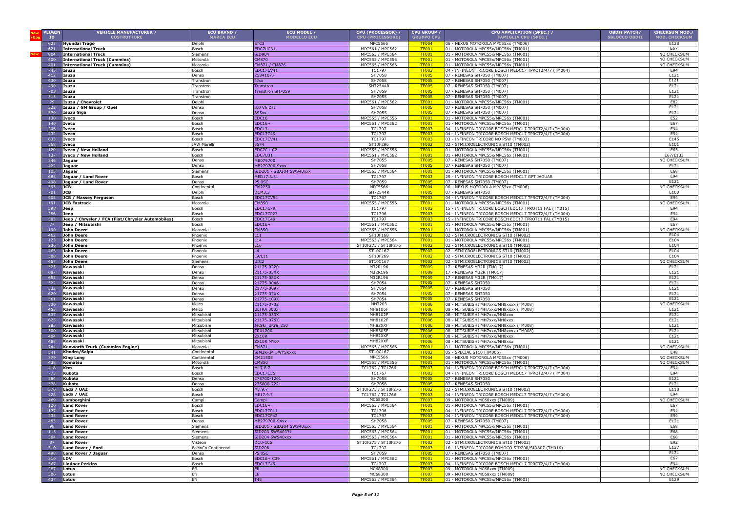| New /Upg | PLUGIN ID | VEHICLE MANUFACTURER / COSTRUTTORE | ECU BRAND / MARCA ECU | ECU MODEL / MODELLO ECU | CPU (PROCESSOR) / CPU (PROCESSORE) | CPU GROUP / GRUPPO CPU | CPU APPLICATION (SPEC.) / FAMIGLIA CPU (SPEC.) | OBDII PATCH/ SBLOCCO OBDII | CHECKSUM MOD./ MOD. CHECKSUM |
|---|---|---|---|---|---|---|---|---|---|
| | 623 | Hyundai Trago | Delphi | ETC3 | MPC5566 | TF004 | 06 - NEXUS MOTOROLA MPC55xx (TM006) | | E138 |
| | 621 | International Truck | Bosch | EDC7UC31 | MPC561 / MPC562 | TF001 | 01 - MOTOROLA MPC55x/MPC56x (TM001) | | E67 |
| New | 804 | International Truck | Siemens | SID904 | MPC563 / MPC564 | TF001 | 01 - MOTOROLA MPC55x/MPC56x (TM001) | | NO CHECKSUM |
| | 400 | International Truck (Cummins) | Motorola | CM870 | MPC555 / MPC556 | TF001 | 01 - MOTOROLA MPC55x/MPC56x (TM001) | | NO CHECKSUM |
| | 401 | International Truck (Cummins) | Motorola | CM871 / CM876 | MPC565 / MPC566 | TF001 | 01 - MOTOROLA MPC55x/MPC56x (TM001) | | NO CHECKSUM |
| | 745 | Isuzu | Bosch | EDC17CV41 | TC1797 | TF003 | 04 - INFINEON TRICORE BOSCH MEDC17 TPROT2/4/7 (TM004) | | E94 |
| | 412 | Isuzu | Denso | 25841077 | SH7058 | TF005 | 07 - RENESAS SH7050 (TM007) | | E121 |
| | 430 | Isuzu | Transtron | 4Jxx | SH7058 | TF005 | 07 - RENESAS SH7050 (TM007) | | E121 |
| | 490 | Isuzu | Transtron | Transtron | SH72544R | TF005 | 07 - RENESAS SH7050 (TM007) | | E121 |
| | 703 | Isuzu | Transtron | Transtron SH7059 | SH7059 | TF005 | 07 - RENESAS SH7050 (TM007) | | E121 |
| | 313 | Isuzu | Transtron | | SH7055 | TF005 | 07 - RENESAS SH7050 (TM007) | | E121 |
| | 79 | Isuzu / Chevrolet | Delphi | | MPC561 / MPC562 | TF001 | 01 - MOTOROLA MPC55x/MPC56x (TM001) | | E82 |
| | 322 | Isuzu / GM Group / Opel | Denso | 3.0 V6 DTI | SH7058 | TF005 | 07 - RENESAS SH7050 (TM007) | | E121 |
| | 579 | Isuzu Giga | Denso | 895xx | SH7055 | TF005 | 07 - RENESAS SH7050 (TM007) | | E121 |
| | 130 | Iveco | Bosch | EDC16 | MPC555 / MPC556 | TF001 | 01 - MOTOROLA MPC55x/MPC56x (TM001) | | E52 |
| | 140 | Iveco | Bosch | EDC16+ | MPC561 / MPC562 | TF001 | 01 - MOTOROLA MPC55x/MPC56x (TM001) | | E67 |
| | 206 | Iveco | Bosch | EDC17 | TC1797 | TF003 | 04 - INFINEON TRICORE BOSCH MEDC17 TPROT2/4/7 (TM004) | | E94 |
| | 432 | Iveco | Bosch | EDC17C49 | TC1797 | TF003 | 04 - INFINEON TRICORE BOSCH MEDC17 TPROT2/4/7 (TM004) | | E94 |
| | 633 | Iveco | Bosch | EDC17CV41 | TC1797 | TF003 | 03 - INFINEON TRICORE NO PSW (TM003) | | E145 |
| | 568 | Iveco | IAW Marelli | 5SF4 | ST10F296 | TF002 | 02 - STMICROELECTRONICS ST10 (TM002) | | E101 |
| | 129 | Iveco / New Holland | Bosch | EDC7C1-C2 | MPC555 / MPC556 | TF001 | 01 - MOTOROLA MPC55x/MPC56x (TM001) | | E63 |
| | 137 | Iveco / New Holland | Bosch | EDC7U31 | MPC561 / MPC562 | TF001 | 01 - MOTOROLA MPC55x/MPC56x (TM001) | | E67/E133 |
| | 346 | Jaguar | Denso | MB079700 | SH7055 | TF005 | 07 - RENESAS SH7050 (TM007) | | NO CHECKSUM |
| | 422 | Jaguar | Denso | MB279700-9xxx | SH7058 | TF005 | 07 - RENESAS SH7050 (TM007) | | E121 |
| | 105 | Jaguar | Siemens | SID201 - SID204 5WS40xxx | MPC563 / MPC564 | TF001 | 01 - MOTOROLA MPC55x/MPC56x (TM001) | | E68 |
| | 685 | Jaguar / Land Rover | Bosch | MED17.8.31 | TC1797 | TF003 | 25 - INFINEON TRICORE BOSCH MEDC17 GPT JAGUAR | | E94 |
| | 498 | Jaguar / Land Rover | Denso | P5.0SC | SH7059 | TF005 | 07 - RENESAS SH7050 (TM007) | | E121 |
| | 593 | JCB | Continental | CM2250 | MPC5566 | TF004 | 06 - NEXUS MOTOROLA MPC55xx (TM006) | | NO CHECKSUM |
| | 701 | JCB | Delphi | DCM3.3 | SH72544R | TF005 | 07 - RENESAS SH7050 | | E100 |
| | 402 | JCB / Massey Ferguson | Bosch | EDC17CV54 | TC1767 | TF003 | 04 - INFINEON TRICORE BOSCH MEDC17 TPROT2/4/7 (TM004) | | E94 |
| | 191 | JCB Fastrack | Motorola | CM850 | MPC555 / MPC556 | TF001 | 01 - MOTOROLA MPC55x/MPC56x (TM001) | | NO CHECKSUM |
| | 598 | Jeep | Bosch | EDC17C79 | TC1797 | TF003 | 15 - INFINEON TRICORE BOSCH EDC17 TPROT11 FAL (TM015) | | E94 |
| | 256 | Jeep | Bosch | EDC17CP27 | TC1796 | TF003 | 04 - INFINEON TRICORE BOSCH MEDC17 TPROT2/4/7 (TM004) | | E94 |
| | 503 | Jeep / Chrysler / FCA (Fiat/Chrysler Automobiles) | Bosch | EDC17C49 | TC1797 | TF003 | 15 - INFINEON TRICORE BOSCH EDC17 TPROT11 FAL (TM015) | | E94 |
| | 77 | Jeep / Mitsubishi | Bosch | EDC16+ | MPC561 / MPC562 | TF001 | 01 - MOTOROLA MPC55x/MPC56x (TM001) | | E67 |
| | 190 | John Deere | Motorola | CM850 | MPC555 / MPC556 | TF001 | 01 - MOTOROLA MPC55x/MPC56x (TM001) | | NO CHECKSUM |
| | 462 | John Deere | Phoenix | L11 | ST10F168 | TF002 | 02 - STMICROELECTRONICS ST10 (TM002) | | E104 |
| | 123 | John Deere | Phoenix | L14 | MPC563 / MPC564 | TF001 | 01 - MOTOROLA MPC55x/MPC56x (TM001) | | E104 |
| | 235 | John Deere | Phoenix | L16 | ST10F275 / ST10F276 | TF002 | 02 - STMICROELECTRONICS ST10 (TM002) | | E104 |
| | 463 | John Deere | Phoenix | L4 | ST10C167 | TF002 | 02 - STMICROELECTRONICS ST10 (TM002) | | E104 |
| | 508 | John Deere | Phoenix | L9/L11 | ST10F269 | TF002 | 02 - STMICROELECTRONICS ST10 (TM002) | | E104 |
| | 457 | John Deere | Siemens | UIC2 | ST10C167 | TF002 | 02 - STMICROELECTRONICS ST10 (TM002) | | NO CHECKSUM |
| | 525 | Kawasaki | Denso | 21175-0220 | M32R196 | TF009 | 17 - RENESAS M32R (TM017) | | E121 |
| | 687 | Kawasaki | Denso | 21175-03XX | M32R196 | TF009 | 17 - RENESAS M32R (TM017) | | E121 |
| | 652 | Kawasaki | Denso | 21175-08XX | M32R196 | TF009 | 17 - RENESAS M32R (TM017) | | E121 |
| | 522 | Kawasaki | Denso | 21775-0046 | SH7054 | TF005 | 07 - RENESAS SH7050 | | E121 |
| | 532 | Kawasaki | Denso | 21775-0097 | SH7054 | TF005 | 07 - RENESAS SH7050 | | E121 |
| | 620 | Kawasaki | Denso | 21775-07XX | SH7054 | TF005 | 07 - RENESAS SH7050 | | E121 |
| | 561 | Kawasaki | Denso | 21775-109X | SH7054 | TF005 | 07 - RENESAS SH7050 | | E121 |
| | 530 | Kawasaki | Melco | 21175-3732 | MH7203 | TF006 | 08 - MITSUBISHI MH7xxx/MH8xxxx (TM008) | | NO CHECKSUM |
| | 455 | Kawasaki | Melco | ULTRA 300x | MH8106F | TF006 | 08 - MITSUBISHI MH7xxx/MH8xxxx (TM008) | | E121 |
| | 637 | Kawasaki | Mitsubishi | 21175-033X | MH8102F | TF006 | 08 - MITSUBISHI MH7xxx/MH8xxx | | E121 |
| | 625 | Kawasaki | Mitsubishi | 21175-076X | MH8102F | TF006 | 08 - MITSUBISHI MH7xxx/MH8xxx | | E121 |
| | 285 | Kawasaki | Mitsubishi | JetSki_Ultra_250 | MH82XXF | TF006 | 08 - MITSUBISHI MH7xxx/MH8xxxx (TM008) | | E121 |
| | 300 | Kawasaki | Mitsubishi | ZRX1200 | MH8305F | TF006 | 08 - MITSUBISHI MH7xxx/MH8xxxx (TM008) | | E121 |
| | 484 | Kawasaki | Mitsubishi | ZX10R | MH82XXF | TF006 | 08 - MITSUBISHI MH7xxx/MH8xxx | | E121 |
| | 488 | Kawasaki | Mitsubishi | ZX10R MY07 | MH82XXF | TF006 | 08 - MITSUBISHI MH7xxx/MH8xxx | | E121 |
| | 744 | Kenworth Truck (Cummins Engine) | Motorola | CM871 | MPC565 / MPC566 | TF001 | 01 - MOTOROLA MPC55x/MPC56x (TM001) | | NO CHECKSUM |
| | 541 | Khodro/Saipa | Continental | SIM2K-34 5WY5Kxxx | ST10C167 | TF002 | 05 - SPECIAL ST10 (TM005) | | E48 |
| | 379 | King Long | Continental | CM2150E | MPC5566 | TF004 | 06 - NEXUS MOTOROLA MPC55xx (TM006) | | NO CHECKSUM |
| | 438 | Komatsu | Motorola | CM850 | MPC555 / MPC556 | TF001 | 01 - MOTOROLA MPC55x/MPC56x (TM001) | | NO CHECKSUM |
| | 418 | Ktm | Bosch | M17.8.7 | TC1762 / TC1766 | TF003 | 04 - INFINEON TRICORE BOSCH MEDC17 TPROT2/4/7 (TM004) | | E94 |
| | 773 | Kubota | Bosch | EDC17C55 | TC1767 | TF003 | 04 - INFINEON TRICORE BOSCH MEDC17 TPROT2/4/7 (TM004) | | E94 |
| | 584 | Kubota | Denso | 275700-1201 | SH7058 | TF005 | 07 - RENESAS SH7050 | | E121 |
| | 578 | Kubota | Denso | 275800-7221 | SH7058 | TF005 | 07 - RENESAS SH7050 | | E121 |
| | 376 | Lada / UAZ | Bosch | M7.9.7 | ST10F275 / ST10F276 | TF002 | 02 - STMICROELECTRONICS ST10 (TM002) | | E118 |
| | 428 | Lada / UAZ | Bosch | ME17.9.7 | TC1762 / TC1766 | TF003 | 04 - INFINEON TRICORE BOSCH MEDC17 TPROT2/4/7 (TM004) | | E94 |
| | 469 | Lamborghini | Campi | Campi | MC68300 | TF007 | 09 - MOTOROLA MC68xxx (TM009) | | NO CHECKSUM |
| | 120 | Land Rover | Bosch | EDC16+ | MPC563 / MPC564 | TF001 | 01 - MOTOROLA MPC55x/MPC56x (TM001) | | E67 |
| | 177 | Land Rover | Bosch | EDC17CP11 | TC1796 | TF003 | 04 - INFINEON TRICORE BOSCH MEDC17 TPROT2/4/7 (TM004) | | E94 |
| | 235 | Land Rover | Bosch | EDC17CP42 | TC1797 | TF003 | 04 - INFINEON TRICORE BOSCH MEDC17 TPROT2/4/7 (TM004) | | E94 |
| | 483 | Land Rover | Denso | MB279700-94xx | SH7058 | TF005 | 07 - RENESAS SH7050 (TM007) | | E121 |
| | 98 | Land Rover | Siemens | SID201 - SID204 5WS40xxx | MPC563 / MPC564 | TF001 | 01 - MOTOROLA MPC55x/MPC56x (TM001) | | E68 |
| | 115 | Land Rover | Siemens | SID203 5WS40371 | MPC563 / MPC564 | TF001 | 01 - MOTOROLA MPC55x/MPC56x (TM001) | | E68 |
| | 384 | Land Rover | Siemens | SID204 5WS40xxx | MPC563 / MPC564 | TF001 | 01 - MOTOROLA MPC55x/MPC56x (TM001) | | E68 |
| | 37 | Land Rover | Visteon | DCU-106 | ST10F275 / ST10F276 | TF002 | 02 - STMICROELECTRONICS ST10 (TM002) | | E92 |
| | 510 | Land Rover / Ford | FoMoCo Continental | SID208 | TC1797 | TF003 | 16 - INFINEON TRICORE FOMOCO SID208/SID807 (TM016) | | E137 |
| | 498 | Land Rover / Jaguar | Denso | P5.0SC | SH7059 | TF005 | 07 - RENESAS SH7050 (TM007) | | E121 |
| | 310 | LDV | Bosch | EDC16+ C39 | MPC561 / MPC562 | TF001 | 01 - MOTOROLA MPC55x/MPC56x (TM001) | | E67 |
| | 567 | Lindner Perkins | Bosch | EDC17C49 | TC1797 | TF003 | 04 - INFINEON TRICORE BOSCH MEDC17 TPROT2/4/7 (TM004) | | E94 |
| | 287 | Lotus | Efi | Efi | MC68300 | TF007 | 09 - MOTOROLA MC68xxx (TM009) | | NO CHECKSUM |
| | 306 | Lotus | Efi | Efi | MC68300 | TF007 | 09 - MOTOROLA MC68xxx (TM009) | | NO CHECKSUM |
| | 437 | Lotus | Efi | T4E | MPC563 / MPC564 | TF001 | 01 - MOTOROLA MPC55x/MPC56x (TM001) | | E129 |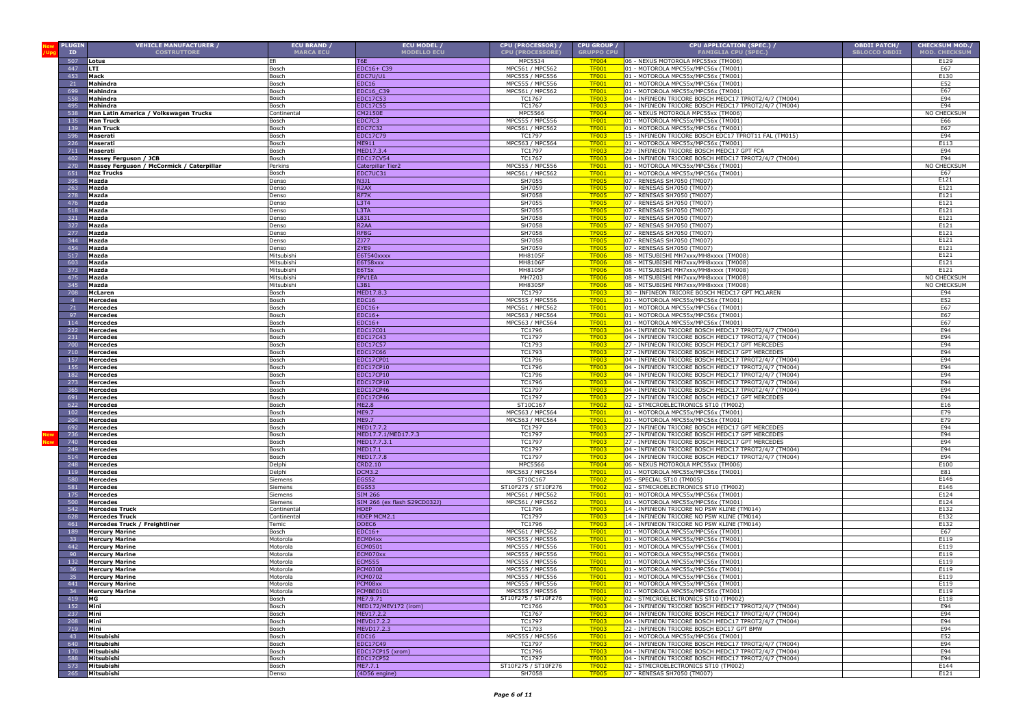| New /Upg | PLUGIN ID | VEHICLE MANUFACTURER / COSTRUTTORE | ECU BRAND / MARCA ECU | ECU MODEL / MODELLO ECU | CPU (PROCESSOR) / CPU (PROCESSORE) | CPU GROUP / GRUPPO CPU | CPU APPLICATION (SPEC.) / FAMIGLIA CPU (SPEC.) | OBDII PATCH/ SBLOCCO OBDII | CHECKSUM MOD./ MOD. CHECKSUM |
|---|---|---|---|---|---|---|---|---|---|
| | 507 | **Lotus** | Efi | T6E | MPC5534 | TF004 | 06 - NEXUS MOTOROLA MPC55xx (TM006) | | E129 |
| | 447 | **LTI** | Bosch | EDC16+ C39 | MPC561 / MPC562 | TF001 | 01 - MOTOROLA MPC55x/MPC56x (TM001) | | E67 |
| | 453 | **Mack** | Bosch | EDC7U/U1 | MPC555 / MPC556 | TF001 | 01 - MOTOROLA MPC55x/MPC56x (TM001) | | E130 |
| | 21 | **Mahindra** | Bosch | EDC16 | MPC555 / MPC556 | TF001 | 01 - MOTOROLA MPC55x/MPC56x (TM001) | | E52 |
| | 699 | **Mahindra** | Bosch | EDC16_C39 | MPC561 / MPC562 | TF001 | 01 - MOTOROLA MPC55x/MPC56x (TM001) | | E67 |
| | 558 | **Mahindra** | Bosch | EDC17C53 | TC1767 | TF003 | 04 - INFINEON TRICORE BOSCH MEDC17 TPROT2/4/7 (TM004) | | E94 |
| | 495 | **Mahindra** | Bosch | EDC17C55 | TC1767 | TF003 | 04 - INFINEON TRICORE BOSCH MEDC17 TPROT2/4/7 (TM004) | | E94 |
| | 538 | **Man Latin America / Volkswagen Trucks** | Continental | CM2150E | MPC5566 | TF004 | 06 - NEXUS MOTOROLA MPC55xx (TM006) | | NO CHECKSUM |
| | 135 | **Man Truck** | Bosch | EDC7C3 | MPC555 / MPC556 | TF001 | 01 - MOTOROLA MPC55x/MPC56x (TM001) | | E66 |
| | 139 | **Man Truck** | Bosch | EDC7C32 | MPC561 / MPC562 | TF001 | 01 - MOTOROLA MPC55x/MPC56x (TM001) | | E67 |
| | 596 | **Maserati** | Bosch | EDC17C79 | TC1797 | TF003 | 15 - INFINEON TRICORE BOSCH EDC17 TPROT11 FAL (TM015) | | E94 |
| | 226 | **Maserati** | Bosch | ME911 | MPC563 / MPC564 | TF001 | 01 - MOTOROLA MPC55x/MPC56x (TM001) | | E113 |
| | 711 | **Maserati** | Bosch | MED17.3.4 | TC1797 | TF003 | 29 - INFINEON TRICORE BOSCH MEDC17 GPT FCA | | E94 |
| | 402 | **Massey Ferguson / JCB** | Bosch | EDC17CV54 | TC1767 | TF003 | 04 - INFINEON TRICORE BOSCH MEDC17 TPROT2/4/7 (TM004) | | E94 |
| | 270 | **Massey Ferguson / McCormick / Caterpillar** | Perkins | Caterpillar Tier2 | MPC555 / MPC556 | TF001 | 01 - MOTOROLA MPC55x/MPC56x (TM001) | | NO CHECKSUM |
| | 651 | **Maz Trucks** | Bosch | EDC7UC31 | MPC561 / MPC562 | TF001 | 01 - MOTOROLA MPC55x/MPC56x (TM001) | | E67 |
| | 395 | **Mazda** | Denso | N3J1 | SH7055 | TF005 | 07 - RENESAS SH7050 (TM007) | | E121 |
| | 263 | **Mazda** | Denso | R2AX | SH7059 | TF005 | 07 - RENESAS SH7050 (TM007) | | E121 |
| | 278 | **Mazda** | Denso | RF7K | SH7058 | TF005 | 07 - RENESAS SH7050 (TM007) | | E121 |
| | 476 | **Mazda** | Denso | L3T4 | SH7055 | TF005 | 07 - RENESAS SH7050 (TM007) | | E121 |
| | 518 | **Mazda** | Denso | L3TA | SH7055 | TF005 | 07 - RENESAS SH7050 (TM007) | | E121 |
| | 321 | **Mazda** | Denso | L831 | SH7058 | TF005 | 07 - RENESAS SH7050 (TM007) | | E121 |
| | 327 | **Mazda** | Denso | R2AA | SH7058 | TF005 | 07 - RENESAS SH7050 (TM007) | | E121 |
| | 277 | **Mazda** | Denso | RF8G | SH7058 | TF005 | 07 - RENESAS SH7050 (TM007) | | E121 |
| | 344 | **Mazda** | Denso | ZJ77 | SH7058 | TF005 | 07 - RENESAS SH7050 (TM007) | | E121 |
| | 454 | **Mazda** | Denso | ZYE9 | SH7059 | TF005 | 07 - RENESAS SH7050 (TM007) | | E121 |
| | 517 | **Mazda** | Mitsubishi | E6T540xxxx | MH8105F | TF006 | 08 - MITSUBISHI MH7xxx/MH8xxxx (TM008) | | E121 |
| | 603 | **Mazda** | Mitsubishi | E6T58xxx | MH8106F | TF006 | 08 - MITSUBISHI MH7xxx/MH8xxxx (TM008) | | E121 |
| | 373 | **Mazda** | Mitsubishi | E6T5x | MH8105F | TF006 | 08 - MITSUBISHI MH7xxx/MH8xxxx (TM008) | | E121 |
| | 475 | **Mazda** | Mitsubishi | FPV1EA | MH7203 | TF006 | 08 - MITSUBISHI MH7xxx/MH8xxxx (TM008) | | NO CHECKSUM |
| | 345 | **Mazda** | Mitsubishi | L3B1 | MH8305F | TF006 | 08 - MITSUBISHI MH7xxx/MH8xxxx (TM008) | | NO CHECKSUM |
| | 708 | **McLaren** | Bosch | MED17.8.3 | TC1797 | TF003 | 30 - INFINEON TRICORE BOSCH MEDC17 GPT MCLAREN | | E94 |
| | 4 | **Mercedes** | Bosch | EDC16 | MPC555 / MPC556 | TF001 | 01 - MOTOROLA MPC55x/MPC56x (TM001) | | E52 |
| | 71 | **Mercedes** | Bosch | EDC16+ | MPC561 / MPC562 | TF001 | 01 - MOTOROLA MPC55x/MPC56x (TM001) | | E67 |
| | 97 | **Mercedes** | Bosch | EDC16+ | MPC563 / MPC564 | TF001 | 01 - MOTOROLA MPC55x/MPC56x (TM001) | | E67 |
| | 114 | **Mercedes** | Bosch | EDC16+ | MPC563 / MPC564 | TF001 | 01 - MOTOROLA MPC55x/MPC56x (TM001) | | E67 |
| | 222 | **Mercedes** | Bosch | EDC17C01 | TC1796 | TF003 | 04 - INFINEON TRICORE BOSCH MEDC17 TPROT2/4/7 (TM004) | | E94 |
| | 231 | **Mercedes** | Bosch | EDC17C43 | TC1797 | TF003 | 04 - INFINEON TRICORE BOSCH MEDC17 TPROT2/4/7 (TM004) | | E94 |
| | 700 | **Mercedes** | Bosch | EDC17C57 | TC1793 | TF003 | 27 - INFINEON TRICORE BOSCH MEDC17 GPT MERCEDES | | E94 |
| | 710 | **Mercedes** | Bosch | EDC17C66 | TC1793 | TF003 | 27 - INFINEON TRICORE BOSCH MEDC17 GPT MERCEDES | | E94 |
| | 157 | **Mercedes** | Bosch | EDC17CP01 | TC1796 | TF003 | 04 - INFINEON TRICORE BOSCH MEDC17 TPROT2/4/7 (TM004) | | E94 |
| | 155 | **Mercedes** | Bosch | EDC17CP10 | TC1796 | TF003 | 04 - INFINEON TRICORE BOSCH MEDC17 TPROT2/4/7 (TM004) | | E94 |
| | 182 | **Mercedes** | Bosch | EDC17CP10 | TC1796 | TF003 | 04 - INFINEON TRICORE BOSCH MEDC17 TPROT2/4/7 (TM004) | | E94 |
| | 273 | **Mercedes** | Bosch | EDC17CP10 | TC1796 | TF003 | 04 - INFINEON TRICORE BOSCH MEDC17 TPROT2/4/7 (TM004) | | E94 |
| | 365 | **Mercedes** | Bosch | EDC17CP46 | TC1797 | TF003 | 04 - INFINEON TRICORE BOSCH MEDC17 TPROT2/4/7 (TM004) | | E94 |
| | 691 | **Mercedes** | Bosch | EDC17CP46 | TC1797 | TF003 | 27 - INFINEON TRICORE BOSCH MEDC17 GPT MERCEDES | | E94 |
| | 622 | **Mercedes** | Bosch | ME2.8 | ST10C167 | TF002 | 02 - STMICROELECTRONICS ST10 (TM002) | | E16 |
| | 102 | **Mercedes** | Bosch | ME9.7 | MPC563 / MPC564 | TF001 | 01 - MOTOROLA MPC55x/MPC56x (TM001) | | E79 |
| | 204 | **Mercedes** | Bosch | ME9.7 | MPC563 / MPC564 | TF001 | 01 - MOTOROLA MPC55x/MPC56x (TM001) | | E79 |
| | 692 | **Mercedes** | Bosch | MED17.7.2 | TC1797 | TF003 | 27 - INFINEON TRICORE BOSCH MEDC17 GPT MERCEDES | | E94 |
| New | 736 | **Mercedes** | Bosch | MED17.7.1/MED17.7.3 | TC1797 | TF003 | 27 - INFINEON TRICORE BOSCH MEDC17 GPT MERCEDES | | E94 |
| New | 740 | **Mercedes** | Bosch | MED17.7.3.1 | TC1797 | TF003 | 27 - INFINEON TRICORE BOSCH MEDC17 GPT MERCEDES | | E94 |
| | 249 | **Mercedes** | Bosch | MED17.1 | TC1797 | TF003 | 04 - INFINEON TRICORE BOSCH MEDC17 TPROT2/4/7 (TM004) | | E94 |
| | 514 | **Mercedes** | Bosch | MED17.7.8 | TC1797 | TF003 | 04 - INFINEON TRICORE BOSCH MEDC17 TPROT2/4/7 (TM004) | | E94 |
| | 248 | **Mercedes** | Delphi | CRD2.10 | MPC5566 | TF004 | 06 - NEXUS MOTOROLA MPC55xx (TM006) | | E100 |
| | 119 | **Mercedes** | Delphi | DCM3.2 | MPC563 / MPC564 | TF001 | 01 - MOTOROLA MPC55x/MPC56x (TM001) | | E81 |
| | 580 | **Mercedes** | Siemens | EGS52 | ST10C167 | TF002 | 05 - SPECIAL ST10 (TM005) | | E146 |
| | 581 | **Mercedes** | Siemens | EGS53 | ST10F275 / ST10F276 | TF002 | 02 - STMICROELECTRONICS ST10 (TM002) | | E146 |
| | 175 | **Mercedes** | Siemens | SIM 266 | MPC561 / MPC562 | TF001 | 01 - MOTOROLA MPC55x/MPC56x (TM001) | | E124 |
| | 500 | **Mercedes** | Siemens | SIM 266 (ex flash S29CD032J) | MPC561 / MPC562 | TF001 | 01 - MOTOROLA MPC55x/MPC56x (TM001) | | E124 |
| | 542 | **Mercedes Truck** | Continental | HDEP | TC1796 | TF003 | 14 - INFINEON TRICORE NO PSW KLINE (TM014) | | E132 |
| | 628 | **Mercedes Truck** | Continental | HDEP MCM2.1 | TC1797 | TF003 | 14 - INFINEON TRICORE NO PSW KLINE (TM014) | | E132 |
| | 461 | **Mercedes Truck / Freightliner** | Temic | DDEC6 | TC1796 | TF003 | 14 - INFINEON TRICORE NO PSW KLINE (TM014) | | E132 |
| | 189 | **Mercury Marine** | Bosch | EDC16+ | MPC561 / MPC562 | TF001 | 01 - MOTOROLA MPC55x/MPC56x (TM001) | | E67 |
| | 33 | **Mercury Marine** | Motorola | ECM04xx | MPC555 / MPC556 | TF001 | 01 - MOTOROLA MPC55x/MPC56x (TM001) | | E119 |
| | 442 | **Mercury Marine** | Motorola | ECM0501 | MPC555 / MPC556 | TF001 | 01 - MOTOROLA MPC55x/MPC56x (TM001) | | E119 |
| | 90 | **Mercury Marine** | Motorola | ECM070xx | MPC555 / MPC556 | TF001 | 01 - MOTOROLA MPC55x/MPC56x (TM001) | | E119 |
| | 132 | **Mercury Marine** | Motorola | ECM555 | MPC555 / MPC556 | TF001 | 01 - MOTOROLA MPC55x/MPC56x (TM001) | | E119 |
| | 36 | **Mercury Marine** | Motorola | PCM0308 | MPC555 / MPC556 | TF001 | 01 - MOTOROLA MPC55x/MPC56x (TM001) | | E119 |
| | 35 | **Mercury Marine** | Motorola | PCM0702 | MPC555 / MPC556 | TF001 | 01 - MOTOROLA MPC55x/MPC56x (TM001) | | E119 |
| | 441 | **Mercury Marine** | Motorola | PCM08xx | MPC555 / MPC556 | TF001 | 01 - MOTOROLA MPC55x/MPC56x (TM001) | | E119 |
| | 34 | **Mercury Marine** | Motorola | PCMBE0101 | MPC555 / MPC556 | TF001 | 01 - MOTOROLA MPC55x/MPC56x (TM001) | | E119 |
| | 419 | **MG** | Bosch | ME7.9.71 | ST10F275 / ST10F276 | TF002 | 02 - STMICROELECTRONICS ST10 (TM002) | | E118 |
| | 152 | **Mini** | Bosch | MED172/MEV172 (irom) | TC1766 | TF003 | 04 - INFINEON TRICORE BOSCH MEDC17 TPROT2/4/7 (TM004) | | E94 |
| | 237 | **Mini** | Bosch | MEV17.2.2 | TC1767 | TF003 | 04 - INFINEON TRICORE BOSCH MEDC17 TPROT2/4/7 (TM004) | | E94 |
| | 208 | **Mini** | Bosch | MEVD17.2.2 | TC1797 | TF003 | 04 - INFINEON TRICORE BOSCH MEDC17 TPROT2/4/7 (TM004) | | E94 |
| | 719 | **Mini** | Bosch | MEVD17.2.3 | TC1793 | TF003 | 22 - INFINEON TRICORE BOSCH EDC17 GPT BMW | | E94 |
| | 43 | **Mitsubishi** | Bosch | EDC16 | MPC555 / MPC556 | TF001 | 01 - MOTOROLA MPC55x/MPC56x (TM001) | | E52 |
| | 640 | **Mitsubishi** | Bosch | EDC17C49 | TC1797 | TF003 | 04 - INFINEON TRICORE BOSCH MEDC17 TPROT2/4/7 (TM004) | | E94 |
| | 170 | **Mitsubishi** | Bosch | EDC17CP15 (xrom) | TC1796 | TF003 | 04 - INFINEON TRICORE BOSCH MEDC17 TPROT2/4/7 (TM004) | | E94 |
| | 588 | **Mitsubishi** | Bosch | EDC17CP52 | TC1797 | TF003 | 04 - INFINEON TRICORE BOSCH MEDC17 TPROT2/4/7 (TM004) | | E94 |
| | 573 | **Mitsubishi** | Bosch | ME7.7.1 | ST10F275 / ST10F276 | TF002 | 02 - STMICROELECTRONICS ST10 (TM002) | | E144 |
| | 265 | **Mitsubishi** | Denso | (4D56 engine) | SH7058 | TF005 | 07 - RENESAS SH7050 (TM007) | | E121 |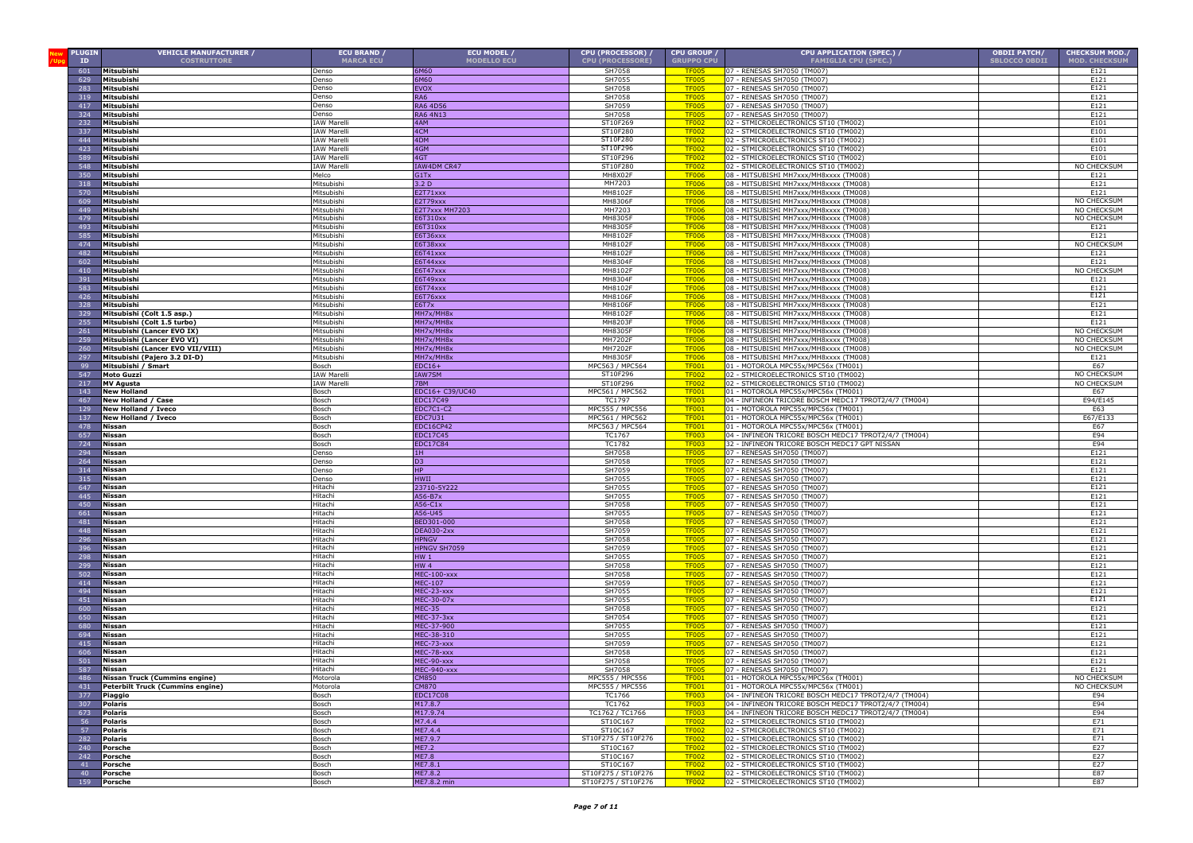| New /Upg | PLUGIN ID | VEHICLE MANUFACTURER / COSTRUTTORE | ECU BRAND / MARCA ECU | ECU MODEL / MODELLO ECU | CPU (PROCESSOR) / CPU (PROCESSORE) | CPU GROUP / GRUPPO CPU | CPU APPLICATION (SPEC.) / FAMIGLIA CPU (SPEC.) | OBDII PATCH/ SBLOCCO OBDII | CHECKSUM MOD./ MOD. CHECKSUM |
|---|---|---|---|---|---|---|---|---|---|
| | 601 | Mitsubishi | Denso | 6M60 | SH7058 | TF005 | 07 - RENESAS SH7050 (TM007) | | E121 |
| | 629 | Mitsubishi | Denso | 6M60 | SH7055 | TF005 | 07 - RENESAS SH7050 (TM007) | | E121 |
| | 283 | Mitsubishi | Denso | EVOX | SH7058 | TF005 | 07 - RENESAS SH7050 (TM007) | | E121 |
| | 319 | Mitsubishi | Denso | RA6 | SH7058 | TF005 | 07 - RENESAS SH7050 (TM007) | | E121 |
| | 417 | Mitsubishi | Denso | RA6 4D56 | SH7059 | TF005 | 07 - RENESAS SH7050 (TM007) | | E121 |
| | 324 | Mitsubishi | Denso | RA6 4N13 | SH7058 | TF005 | 07 - RENESAS SH7050 (TM007) | | E121 |
| | 232 | Mitsubishi | IAW Marelli | 4AM | ST10F269 | TF002 | 02 - STMICROELECTRONICS ST10 (TM002) | | E101 |
| | 337 | Mitsubishi | IAW Marelli | 4CM | ST10F280 | TF002 | 02 - STMICROELECTRONICS ST10 (TM002) | | E101 |
| | 444 | Mitsubishi | IAW Marelli | 4DM | ST10F280 | TF002 | 02 - STMICROELECTRONICS ST10 (TM002) | | E101 |
| | 423 | Mitsubishi | IAW Marelli | 4GM | ST10F296 | TF002 | 02 - STMICROELECTRONICS ST10 (TM002) | | E101 |
| | 589 | Mitsubishi | IAW Marelli | 4GT | ST10F296 | TF002 | 02 - STMICROELECTRONICS ST10 (TM002) | | E101 |
| | 548 | Mitsubishi | IAW Marelli | IAW4DM CR47 | ST10F280 | TF002 | 02 - STMICROELECTRONICS ST10 (TM002) | | NO CHECKSUM |
| | 350 | Mitsubishi | Melco | G1Tx | MH8X02F | TF006 | 08 - MITSUBISHI MH7xxx/MH8xxxx (TM008) | | E121 |
| | 318 | Mitsubishi | Mitsubishi | 3.2 D | MH7203 | TF006 | 08 - MITSUBISHI MH7xxx/MH8xxxx (TM008) | | E121 |
| | 570 | Mitsubishi | Mitsubishi | E2T71xxx | MH8102F | TF006 | 08 - MITSUBISHI MH7xxx/MH8xxxx (TM008) | | E121 |
| | 609 | Mitsubishi | Mitsubishi | E2T79xxx | MH8306F | TF006 | 08 - MITSUBISHI MH7xxx/MH8xxxx (TM008) | | NO CHECKSUM |
| | 449 | Mitsubishi | Mitsubishi | E2T7xxx MH7203 | MH7203 | TF006 | 08 - MITSUBISHI MH7xxx/MH8xxxx (TM008) | | NO CHECKSUM |
| | 479 | Mitsubishi | Mitsubishi | E6T310xx | MH8305F | TF006 | 08 - MITSUBISHI MH7xxx/MH8xxxx (TM008) | | NO CHECKSUM |
| | 493 | Mitsubishi | Mitsubishi | E6T310xx | MH8305F | TF006 | 08 - MITSUBISHI MH7xxx/MH8xxxx (TM008) | | E121 |
| | 585 | Mitsubishi | Mitsubishi | E6T36xxx | MH8102F | TF006 | 08 - MITSUBISHI MH7xxx/MH8xxxx (TM008) | | E121 |
| | 474 | Mitsubishi | Mitsubishi | E6T38xxx | MH8102F | TF006 | 08 - MITSUBISHI MH7xxx/MH8xxxx (TM008) | | NO CHECKSUM |
| | 482 | Mitsubishi | Mitsubishi | E6T41xxx | MH8102F | TF006 | 08 - MITSUBISHI MH7xxx/MH8xxxx (TM008) | | E121 |
| | 602 | Mitsubishi | Mitsubishi | E6T44xxx | MH8304F | TF006 | 08 - MITSUBISHI MH7xxx/MH8xxxx (TM008) | | E121 |
| | 410 | Mitsubishi | Mitsubishi | E6T47xxx | MH8102F | TF006 | 08 - MITSUBISHI MH7xxx/MH8xxxx (TM008) | | NO CHECKSUM |
| | 391 | Mitsubishi | Mitsubishi | E6T49xxx | MH8304F | TF006 | 08 - MITSUBISHI MH7xxx/MH8xxxx (TM008) | | E121 |
| | 583 | Mitsubishi | Mitsubishi | E6T74xxx | MH8102F | TF006 | 08 - MITSUBISHI MH7xxx/MH8xxxx (TM008) | | E121 |
| | 426 | Mitsubishi | Mitsubishi | E6T76xxx | MH8106F | TF006 | 08 - MITSUBISHI MH7xxx/MH8xxxx (TM008) | | E121 |
| | 328 | Mitsubishi | Mitsubishi | E6T7x | MH8106F | TF006 | 08 - MITSUBISHI MH7xxx/MH8xxxx (TM008) | | E121 |
| | 329 | Mitsubishi (Colt 1.5 asp.) | Mitsubishi | MH7x/MH8x | MH8102F | TF006 | 08 - MITSUBISHI MH7xxx/MH8xxxx (TM008) | | E121 |
| | 255 | Mitsubishi (Colt 1.5 turbo) | Mitsubishi | MH7x/MH8x | MH8203F | TF006 | 08 - MITSUBISHI MH7xxx/MH8xxxx (TM008) | | E121 |
| | 261 | Mitsubishi (Lancer EVO IX) | Mitsubishi | MH7x/MH8x | MH8305F | TF006 | 08 - MITSUBISHI MH7xxx/MH8xxxx (TM008) | | NO CHECKSUM |
| | 259 | Mitsubishi (Lancer EVO VI) | Mitsubishi | MH7x/MH8x | MH7202F | TF006 | 08 - MITSUBISHI MH7xxx/MH8xxxx (TM008) | | NO CHECKSUM |
| | 260 | Mitsubishi (Lancer EVO VII/VIII) | Mitsubishi | MH7x/MH8x | MH7202F | TF006 | 08 - MITSUBISHI MH7xxx/MH8xxxx (TM008) | | NO CHECKSUM |
| | 297 | Mitsubishi (Pajero 3.2 DI-D) | Mitsubishi | MH7x/MH8x | MH8305F | TF006 | 08 - MITSUBISHI MH7xxx/MH8xxxx (TM008) | | E121 |
| | 99 | Mitsubishi / Smart | Bosch | EDC16+ | MPC563 / MPC564 | TF001 | 01 - MOTOROLA MPC55x/MPC56x (TM001) | | E67 |
| | 547 | Moto Guzzi | IAW Marelli | IAW7SM | ST10F296 | TF002 | 02 - STMICROELECTRONICS ST10 (TM002) | | NO CHECKSUM |
| | 217 | MV Agusta | IAW Marelli | 7BM | ST10F296 | TF002 | 02 - STMICROELECTRONICS ST10 (TM002) | | NO CHECKSUM |
| | 143 | New Holland | Bosch | EDC16+ C39/UC40 | MPC561 / MPC562 | TF001 | 01 - MOTOROLA MPC55x/MPC56x (TM001) | | E67 |
| | 467 | New Holland / Case | Bosch | EDC17C49 | TC1797 | TF003 | 04 - INFINEON TRICORE BOSCH MEDC17 TPROT2/4/7 (TM004) | | E94/E145 |
| | 129 | New Holland / Iveco | Bosch | EDC7C1-C2 | MPC555 / MPC556 | TF001 | 01 - MOTOROLA MPC55x/MPC56x (TM001) | | E63 |
| | 137 | New Holland / Iveco | Bosch | EDC7U31 | MPC561 / MPC562 | TF001 | 01 - MOTOROLA MPC55x/MPC56x (TM001) | | E67/E133 |
| | 478 | Nissan | Bosch | EDC16CP42 | MPC563 / MPC564 | TF001 | 01 - MOTOROLA MPC55x/MPC56x (TM001) | | E67 |
| | 657 | Nissan | Bosch | EDC17C45 | TC1767 | TF003 | 04 - INFINEON TRICORE BOSCH MEDC17 TPROT2/4/7 (TM004) | | E94 |
| | 724 | Nissan | Bosch | EDC17C84 | TC1782 | TF003 | 32 - INFINEON TRICORE BOSCH MEDC17 GPT NISSAN | | E94 |
| | 294 | Nissan | Denso | 1H | SH7058 | TF005 | 07 - RENESAS SH7050 (TM007) | | E121 |
| | 264 | Nissan | Denso | D3 | SH7058 | TF005 | 07 - RENESAS SH7050 (TM007) | | E121 |
| | 314 | Nissan | Denso | HP | SH7059 | TF005 | 07 - RENESAS SH7050 (TM007) | | E121 |
| | 315 | Nissan | Denso | HWII | SH7055 | TF005 | 07 - RENESAS SH7050 (TM007) | | E121 |
| | 647 | Nissan | Hitachi | 23710-5Y222 | SH7055 | TF005 | 07 - RENESAS SH7050 (TM007) | | E121 |
| | 445 | Nissan | Hitachi | A56-B7x | SH7055 | TF005 | 07 - RENESAS SH7050 (TM007) | | E121 |
| | 450 | Nissan | Hitachi | A56-C1x | SH7058 | TF005 | 07 - RENESAS SH7050 (TM007) | | E121 |
| | 661 | Nissan | Hitachi | A56-U45 | SH7055 | TF005 | 07 - RENESAS SH7050 (TM007) | | E121 |
| | 481 | Nissan | Hitachi | BED301-000 | SH7058 | TF005 | 07 - RENESAS SH7050 (TM007) | | E121 |
| | 448 | Nissan | Hitachi | DEA030-2xx | SH7059 | TF005 | 07 - RENESAS SH7050 (TM007) | | E121 |
| | 296 | Nissan | Hitachi | HPNGV | SH7058 | TF005 | 07 - RENESAS SH7050 (TM007) | | E121 |
| | 396 | Nissan | Hitachi | HPNGV SH7059 | SH7059 | TF005 | 07 - RENESAS SH7050 (TM007) | | E121 |
| | 298 | Nissan | Hitachi | HW 1 | SH7055 | TF005 | 07 - RENESAS SH7050 (TM007) | | E121 |
| | 299 | Nissan | Hitachi | HW 4 | SH7058 | TF005 | 07 - RENESAS SH7050 (TM007) | | E121 |
| | 502 | Nissan | Hitachi | MEC-100-xxx | SH7058 | TF005 | 07 - RENESAS SH7050 (TM007) | | E121 |
| | 414 | Nissan | Hitachi | MEC-107 | SH7059 | TF005 | 07 - RENESAS SH7050 (TM007) | | E121 |
| | 494 | Nissan | Hitachi | MEC-23-xxx | SH7055 | TF005 | 07 - RENESAS SH7050 (TM007) | | E121 |
| | 451 | Nissan | Hitachi | MEC-30-07x | SH7055 | TF005 | 07 - RENESAS SH7050 (TM007) | | E121 |
| | 600 | Nissan | Hitachi | MEC-35 | SH7058 | TF005 | 07 - RENESAS SH7050 (TM007) | | E121 |
| | 650 | Nissan | Hitachi | MEC-37-3xx | SH7054 | TF005 | 07 - RENESAS SH7050 (TM007) | | E121 |
| | 680 | Nissan | Hitachi | MEC-37-900 | SH7055 | TF005 | 07 - RENESAS SH7050 (TM007) | | E121 |
| | 694 | Nissan | Hitachi | MEC-38-310 | SH7055 | TF005 | 07 - RENESAS SH7050 (TM007) | | E121 |
| | 415 | Nissan | Hitachi | MEC-73-xxx | SH7059 | TF005 | 07 - RENESAS SH7050 (TM007) | | E121 |
| | 606 | Nissan | Hitachi | MEC-78-xxx | SH7058 | TF005 | 07 - RENESAS SH7050 (TM007) | | E121 |
| | 501 | Nissan | Hitachi | MEC-90-xxx | SH7058 | TF005 | 07 - RENESAS SH7050 (TM007) | | E121 |
| | 587 | Nissan | Hitachi | MEC-940-xxx | SH7058 | TF005 | 07 - RENESAS SH7050 (TM007) | | E121 |
| | 486 | Nissan Truck (Cummins engine) | Motorola | CM850 | MPC555 / MPC556 | TF001 | 01 - MOTOROLA MPC55x/MPC56x (TM001) | | NO CHECKSUM |
| | 431 | Peterbilt Truck (Cummins engine) | Motorola | CM870 | MPC555 / MPC556 | TF001 | 01 - MOTOROLA MPC55x/MPC56x (TM001) | | NO CHECKSUM |
| | 377 | Piaggio | Bosch | EDC17C08 | TC1766 | TF003 | 04 - INFINEON TRICORE BOSCH MEDC17 TPROT2/4/7 (TM004) | | E94 |
| | 307 | Polaris | Bosch | M17.8.7 | TC1762 | TF003 | 04 - INFINEON TRICORE BOSCH MEDC17 TPROT2/4/7 (TM004) | | E94 |
| | 673 | Polaris | Bosch | M17.9.74 | TC1762 / TC1766 | TF003 | 04 - INFINEON TRICORE BOSCH MEDC17 TPROT2/4/7 (TM004) | | E94 |
| | 56 | Polaris | Bosch | M7.4.4 | ST10C167 | TF002 | 02 - STMICROELECTRONICS ST10 (TM002) | | E71 |
| | 57 | Polaris | Bosch | ME7.4.4 | ST10C167 | TF002 | 02 - STMICROELECTRONICS ST10 (TM002) | | E71 |
| | 282 | Polaris | Bosch | ME7.9.7 | ST10F275 / ST10F276 | TF002 | 02 - STMICROELECTRONICS ST10 (TM002) | | E71 |
| | 240 | Porsche | Bosch | ME7.2 | ST10C167 | TF002 | 02 - STMICROELECTRONICS ST10 (TM002) | | E27 |
| | 242 | Porsche | Bosch | ME7.8 | ST10C167 | TF002 | 02 - STMICROELECTRONICS ST10 (TM002) | | E27 |
| | 41 | Porsche | Bosch | ME7.8.1 | ST10C167 | TF002 | 02 - STMICROELECTRONICS ST10 (TM002) | | E27 |
| | 40 | Porsche | Bosch | ME7.8.2 | ST10F275 / ST10F276 | TF002 | 02 - STMICROELECTRONICS ST10 (TM002) | | E87 |
| | 159 | Porsche | Bosch | ME7.8.2 min | ST10F275 / ST10F276 | TF002 | 02 - STMICROELECTRONICS ST10 (TM002) | | E87 |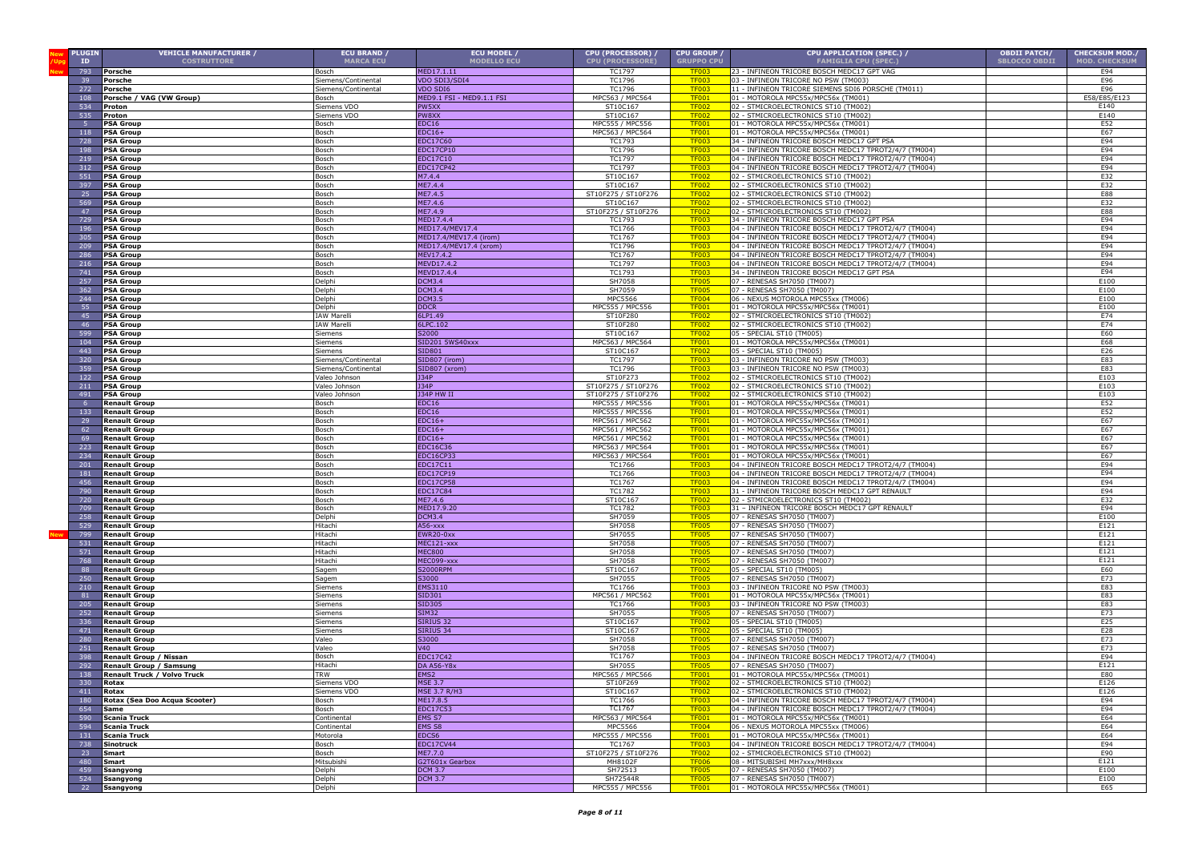| New /Upg | PLUGIN ID | VEHICLE MANUFACTURER / COSTRUTTORE | ECU BRAND / MARCA ECU | ECU MODEL / MODELLO ECU | CPU (PROCESSOR) / CPU (PROCESSORE) | CPU GROUP / GRUPPO CPU | CPU APPLICATION (SPEC.) / FAMIGLIA CPU (SPEC.) | OBDII PATCH/ SBLOCCO OBDII | CHECKSUM MOD./ MOD. CHECKSUM |
|---|---|---|---|---|---|---|---|---|---|
| New | 793 | Porsche | Bosch | MED17.1.11 | TC1797 | TF003 | 23 - INFINEON TRICORE BOSCH MEDC17 GPT VAG | | E94 |
| | 39 | Porsche | Siemens/Continental | VDO SDI3/SDI4 | TC1796 | TF003 | 03 - INFINEON TRICORE NO PSW (TM003) | | E96 |
| | 272 | Porsche | Siemens/Continental | VDO SDI6 | TC1796 | TF003 | 11 - INFINEON TRICORE SIEMENS SDI6 PORSCHE (TM011) | | E96 |
| | 108 | Porsche / VAG (VW Group) | Bosch | MED9.1 FSI - MED9.1.1 FSI | MPC563 / MPC564 | TF001 | 01 - MOTOROLA MPC55x/MPC56x (TM001) | | E58/E85/E123 |
| | 534 | Proton | Siemens VDO | PW5XX | ST10C167 | TF002 | 02 - STMICROELECTRONICS ST10 (TM002) | | E140 |
| | 535 | Proton | Siemens VDO | PW8XX | ST10C167 | TF002 | 02 - STMICROELECTRONICS ST10 (TM002) | | E140 |
| | 5 | PSA Group | Bosch | EDC16 | MPC555 / MPC556 | TF001 | 01 - MOTOROLA MPC55x/MPC56x (TM001) | | E52 |
| | 118 | PSA Group | Bosch | EDC16+ | MPC563 / MPC564 | TF001 | 01 - MOTOROLA MPC55x/MPC56x (TM001) | | E67 |
| | 728 | PSA Group | Bosch | EDC17C60 | TC1793 | TF003 | 34 - INFINEON TRICORE BOSCH MEDC17 GPT PSA | | E94 |
| | 198 | PSA Group | Bosch | EDC17CP10 | TC1796 | TF003 | 04 - INFINEON TRICORE BOSCH MEDC17 TPROT2/4/7 (TM004) | | E94 |
| | 219 | PSA Group | Bosch | EDC17C10 | TC1797 | TF003 | 04 - INFINEON TRICORE BOSCH MEDC17 TPROT2/4/7 (TM004) | | E94 |
| | 317 | PSA Group | Bosch | EDC17CP42 | TC1797 | TF003 | 04 - INFINEON TRICORE BOSCH MEDC17 TPROT2/4/7 (TM004) | | E94 |
| | 551 | PSA Group | Bosch | M7.4.4 | ST10C167 | TF002 | 02 - STMICROELECTRONICS ST10 (TM002) | | E32 |
| | 397 | PSA Group | Bosch | ME7.4.4 | ST10C167 | TF002 | 02 - STMICROELECTRONICS ST10 (TM002) | | E32 |
| | 25 | PSA Group | Bosch | ME7.4.5 | ST10F275 / ST10F276 | TF002 | 02 - STMICROELECTRONICS ST10 (TM002) | | E88 |
| | 569 | PSA Group | Bosch | ME7.4.6 | ST10C167 | TF002 | 02 - STMICROELECTRONICS ST10 (TM002) | | E32 |
| | 47 | PSA Group | Bosch | ME7.4.9 | ST10F275 / ST10F276 | TF002 | 02 - STMICROELECTRONICS ST10 (TM002) | | E88 |
| | 729 | PSA Group | Bosch | MED17.4.4 | TC1793 | TF003 | 34 - INFINEON TRICORE BOSCH MEDC17 GPT PSA | | E94 |
| | 196 | PSA Group | Bosch | MED17.4/MEV17.4 | TC1766 | TF003 | 04 - INFINEON TRICORE BOSCH MEDC17 TPROT2/4/7 (TM004) | | E94 |
| | 305 | PSA Group | Bosch | MED17.4/MEV17.4 (irom) | TC1767 | TF003 | 04 - INFINEON TRICORE BOSCH MEDC17 TPROT2/4/7 (TM004) | | E94 |
| | 209 | PSA Group | Bosch | MED17.4/MEV17.4 (xrom) | TC1796 | TF003 | 04 - INFINEON TRICORE BOSCH MEDC17 TPROT2/4/7 (TM004) | | E94 |
| | 286 | PSA Group | Bosch | MEV17.4.2 | TC1767 | TF003 | 04 - INFINEON TRICORE BOSCH MEDC17 TPROT2/4/7 (TM004) | | E94 |
| | 216 | PSA Group | Bosch | MEVD17.4.2 | TC1797 | TF003 | 04 - INFINEON TRICORE BOSCH MEDC17 TPROT2/4/7 (TM004) | | E94 |
| | 741 | PSA Group | Bosch | MEVD17.4.4 | TC1793 | TF003 | 34 - INFINEON TRICORE BOSCH MEDC17 GPT PSA | | E94 |
| | 257 | PSA Group | Delphi | DCM3.4 | SH7058 | TF005 | 07 - RENESAS SH7050 (TM007) | | E100 |
| | 362 | PSA Group | Delphi | DCM3.4 | SH7059 | TF005 | 07 - RENESAS SH7050 (TM007) | | E100 |
| | 244 | PSA Group | Delphi | DCM3.5 | MPC5566 | TF004 | 06 - NEXUS MOTOROLA MPC55xx (TM006) | | E100 |
| | 55 | PSA Group | Delphi | DDCR | MPC555 / MPC556 | TF001 | 01 - MOTOROLA MPC55x/MPC56x (TM001) | | E100 |
| | 45 | PSA Group | IAW Marelli | 6LP1.49 | ST10F280 | TF002 | 02 - STMICROELECTRONICS ST10 (TM002) | | E74 |
| | 46 | PSA Group | IAW Marelli | 6LPC.102 | ST10F280 | TF002 | 02 - STMICROELECTRONICS ST10 (TM002) | | E74 |
| | 599 | PSA Group | Siemens | S2000 | ST10C167 | TF002 | 05 - SPECIAL ST10 (TM005) | | E60 |
| | 104 | PSA Group | Siemens | SID201 5WS40xxx | MPC563 / MPC564 | TF001 | 01 - MOTOROLA MPC55x/MPC56x (TM001) | | E68 |
| | 443 | PSA Group | Siemens | SID801 | ST10C167 | TF002 | 05 - SPECIAL ST10 (TM005) | | E26 |
| | 320 | PSA Group | Siemens/Continental | SID807 (irom) | TC1797 | TF003 | 03 - INFINEON TRICORE NO PSW (TM003) | | E83 |
| | 359 | PSA Group | Siemens/Continental | SID807 (xrom) | TC1796 | TF003 | 03 - INFINEON TRICORE NO PSW (TM003) | | E83 |
| | 122 | PSA Group | Valeo Johnson | J34P | ST10F273 | TF002 | 02 - STMICROELECTRONICS ST10 (TM002) | | E103 |
| | 211 | PSA Group | Valeo Johnson | J34P | ST10F275 / ST10F276 | TF002 | 02 - STMICROELECTRONICS ST10 (TM002) | | E103 |
| | 491 | PSA Group | Valeo Johnson | J34P HW II | ST10F275 / ST10F276 | TF002 | 02 - STMICROELECTRONICS ST10 (TM002) | | E103 |
| | 6 | Renault Group | Bosch | EDC16 | MPC555 / MPC556 | TF001 | 01 - MOTOROLA MPC55x/MPC56x (TM001) | | E52 |
| | 133 | Renault Group | Bosch | EDC16 | MPC555 / MPC556 | TF001 | 01 - MOTOROLA MPC55x/MPC56x (TM001) | | E52 |
| | 29 | Renault Group | Bosch | EDC16+ | MPC561 / MPC562 | TF001 | 01 - MOTOROLA MPC55x/MPC56x (TM001) | | E67 |
| | 62 | Renault Group | Bosch | EDC16+ | MPC561 / MPC562 | TF001 | 01 - MOTOROLA MPC55x/MPC56x (TM001) | | E67 |
| | 69 | Renault Group | Bosch | EDC16+ | MPC561 / MPC562 | TF001 | 01 - MOTOROLA MPC55x/MPC56x (TM001) | | E67 |
| | 223 | Renault Group | Bosch | EDC16C36 | MPC563 / MPC564 | TF001 | 01 - MOTOROLA MPC55x/MPC56x (TM001) | | E67 |
| | 234 | Renault Group | Bosch | EDC16CP33 | MPC563 / MPC564 | TF001 | 01 - MOTOROLA MPC55x/MPC56x (TM001) | | E67 |
| | 201 | Renault Group | Bosch | EDC17C11 | TC1766 | TF003 | 04 - INFINEON TRICORE BOSCH MEDC17 TPROT2/4/7 (TM004) | | E94 |
| | 181 | Renault Group | Bosch | EDC17CP19 | TC1766 | TF003 | 04 - INFINEON TRICORE BOSCH MEDC17 TPROT2/4/7 (TM004) | | E94 |
| | 456 | Renault Group | Bosch | EDC17CP58 | TC1767 | TF003 | 04 - INFINEON TRICORE BOSCH MEDC17 TPROT2/4/7 (TM004) | | E94 |
| | 790 | Renault Group | Bosch | EDC17C84 | TC1782 | TF003 | 31 - INFINEON TRICORE BOSCH MEDC17 GPT RENAULT | | E94 |
| | 720 | Renault Group | Bosch | ME7.4.6 | ST10C167 | TF002 | 02 - STMICROELECTRONICS ST10 (TM002) | | E32 |
| | 709 | Renault Group | Bosch | MED17.9.20 | TC1782 | TF003 | 31 – INFINEON TRICORE BOSCH MEDC17 GPT RENAULT | | E94 |
| | 258 | Renault Group | Delphi | DCM3.4 | SH7059 | TF005 | 07 - RENESAS SH7050 (TM007) | | E100 |
| | 529 | Renault Group | Hitachi | A56-xxx | SH7058 | TF005 | 07 - RENESAS SH7050 (TM007) | | E121 |
| New | 799 | Renault Group | Hitachi | EWR20-0xx | SH7055 | TF005 | 07 - RENESAS SH7050 (TM007) | | E121 |
| | 531 | Renault Group | Hitachi | MEC121-xxx | SH7058 | TF005 | 07 - RENESAS SH7050 (TM007) | | E121 |
| | 571 | Renault Group | Hitachi | MEC800 | SH7058 | TF005 | 07 - RENESAS SH7050 (TM007) | | E121 |
| | 768 | Renault Group | Hitachi | MEC099-xxx | SH7058 | TF005 | 07 - RENESAS SH7050 (TM007) | | E121 |
| | 88 | Renault Group | Sagem | S2000RPM | ST10C167 | TF002 | 05 - SPECIAL ST10 (TM005) | | E60 |
| | 250 | Renault Group | Sagem | S3000 | SH7055 | TF005 | 07 - RENESAS SH7050 (TM007) | | E73 |
| | 210 | Renault Group | Siemens | EMS3110 | TC1766 | TF003 | 03 - INFINEON TRICORE NO PSW (TM003) | | E83 |
| | 81 | Renault Group | Siemens | SID301 | MPC561 / MPC562 | TF001 | 01 - MOTOROLA MPC55x/MPC56x (TM001) | | E83 |
| | 205 | Renault Group | Siemens | SID305 | TC1766 | TF003 | 03 - INFINEON TRICORE NO PSW (TM003) | | E83 |
| | 252 | Renault Group | Siemens | SIM32 | SH7055 | TF005 | 07 - RENESAS SH7050 (TM007) | | E73 |
| | 336 | Renault Group | Siemens | SIRIUS 32 | ST10C167 | TF002 | 05 - SPECIAL ST10 (TM005) | | E25 |
| | 471 | Renault Group | Siemens | SIRIUS 34 | ST10C167 | TF002 | 05 - SPECIAL ST10 (TM005) | | E28 |
| | 280 | Renault Group | Valeo | S3000 | SH7058 | TF005 | 07 - RENESAS SH7050 (TM007) | | E73 |
| | 251 | Renault Group | Valeo | V40 | SH7058 | TF005 | 07 - RENESAS SH7050 (TM007) | | E73 |
| | 398 | Renault Group / Nissan | Bosch | EDC17C42 | TC1767 | TF003 | 04 - INFINEON TRICORE BOSCH MEDC17 TPROT2/4/7 (TM004) | | E94 |
| | 292 | Renault Group / Samsung | Hitachi | DA A56-Y8x | SH7055 | TF005 | 07 - RENESAS SH7050 (TM007) | | E121 |
| | 138 | Renault Truck / Volvo Truck | TRW | EMS2 | MPC565 / MPC566 | TF001 | 01 - MOTOROLA MPC55x/MPC56x (TM001) | | E80 |
| | 330 | Rotax | Siemens VDO | MSE 3.7 | ST10F269 | TF002 | 02 - STMICROELECTRONICS ST10 (TM002) | | E126 |
| | 411 | Rotax | Siemens VDO | MSE 3.7 R/H3 | ST10C167 | TF002 | 02 - STMICROELECTRONICS ST10 (TM002) | | E126 |
| | 180 | Rotax (Sea Doo Acqua Scooter) | Bosch | ME17.8.5 | TC1766 | TF003 | 04 - INFINEON TRICORE BOSCH MEDC17 TPROT2/4/7 (TM004) | | E94 |
| | 654 | Same | Bosch | EDC17C53 | TC1767 | TF003 | 04 - INFINEON TRICORE BOSCH MEDC17 TPROT2/4/7 (TM004) | | E94 |
| | 590 | Scania Truck | Continental | EMS S7 | MPC563 / MPC564 | TF001 | 01 - MOTOROLA MPC55x/MPC56x (TM001) | | E64 |
| | 594 | Scania Truck | Continental | EMS S8 | MPC5566 | TF004 | 06 - NEXUS MOTOROLA MPC55xx (TM006) | | E64 |
| | 131 | Scania Truck | Motorola | EDCS6 | MPC555 / MPC556 | TF001 | 01 - MOTOROLA MPC55x/MPC56x (TM001) | | E64 |
| | 738 | Sinotruck | Bosch | EDC17CV44 | TC1767 | TF003 | 04 - INFINEON TRICORE BOSCH MEDC17 TPROT2/4/7 (TM004) | | E94 |
| | 23 | Smart | Bosch | ME7.7.0 | ST10F275 / ST10F276 | TF002 | 02 - STMICROELECTRONICS ST10 (TM002) | | E90 |
| | 480 | Smart | Mitsubishi | G2T601x Gearbox | MH8102F | TF006 | 08 - MITSUBISHI MH7xxx/MH8xxx | | E121 |
| | 459 | Ssangyong | Delphi | DCM 3.7 | SH72513 | TF005 | 07 - RENESAS SH7050 (TM007) | | E100 |
| | 524 | Ssangyong | Delphi | DCM 3.7 | SH72544R | TF005 | 07 - RENESAS SH7050 (TM007) | | E100 |
| | 22 | Ssangyong | Delphi | | MPC555 / MPC556 | TF001 | 01 - MOTOROLA MPC55x/MPC56x (TM001) | | E65 |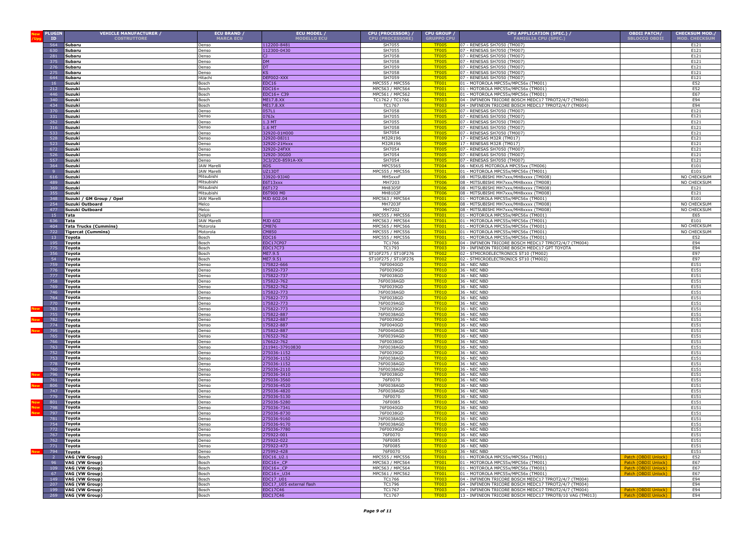| New /Upg | PLUGIN ID | VEHICLE MANUFACTURER / COSTRUTTORE | ECU BRAND / MARCA ECU | ECU MODEL / MODELLO ECU | CPU (PROCESSOR) / CPU (PROCESSORE) | CPU GROUP / GRUPPO CPU | CPU APPLICATION (SPEC.) / FAMIGLIA CPU (SPEC.) | OBDII PATCH/ SBLOCCO OBDII | CHECKSUM MOD./ MOD. CHECKSUM |
|---|---|---|---|---|---|---|---|---|---|
| | 564 | Subaru | Denso | 112200-8481 | SH7055 | TF005 | 07 - RENESAS SH7050 (TM007) | | E121 |
| | 630 | Subaru | Denso | 112300-0430 | SH7055 | TF005 | 07 - RENESAS SH7050 (TM007) | | E121 |
| | 281 | Subaru | Denso | CJ | SH7058 | TF005 | 07 - RENESAS SH7050 (TM007) | | E121 |
| | 375 | Subaru | Denso | DM | SH7058 | TF005 | 07 - RENESAS SH7050 (TM007) | | E121 |
| | 276 | Subaru | Denso | DT | SH7059 | TF005 | 07 - RENESAS SH7050 (TM007) | | E121 |
| | 275 | Subaru | Denso | KS | SH7058 | TF005 | 07 - RENESAS SH7050 (TM007) | | E121 |
| | 644 | Subaru | Hitachi | DEF002-XXX | SH7059 | TF005 | 07 - RENESAS SH7050 (TM007) | | E121 |
| | 16 | Suzuki | Bosch | EDC16 | MPC555 / MPC556 | TF001 | 01 - MOTOROLA MPC55x/MPC56x (TM001) | | E52 |
| | 212 | Suzuki | Bosch | EDC16+ | MPC563 / MPC564 | TF001 | 01 - MOTOROLA MPC55x/MPC56x (TM001) | | E52 |
| | 446 | Suzuki | Bosch | EDC16+ C39 | MPC561 / MPC562 | TF001 | 01 - MOTOROLA MPC55x/MPC56x (TM001) | | E67 |
| | 340 | Suzuki | Bosch | ME17.8.XX | TC1762 / TC1766 | TF003 | 04 - INFINEON TRICORE BOSCH MEDC17 TPROT2/4/7 (TM004) | | E94 |
| | 434 | Suzuki | Bosch | ME17.8.XX | TC1767 | TF003 | 04 - INFINEON TRICORE BOSCH MEDC17 TPROT2/4/7 (TM004) | | E94 |
| | 370 | Suzuki | Denso | 057L1 | SH7058 | TF005 | 07 - RENESAS SH7050 (TM007) | | E121 |
| | 331 | Suzuki | Denso | 076Jx | SH7055 | TF005 | 07 - RENESAS SH7050 (TM007) | | E121 |
| | 262 | Suzuki | Denso | 1.3 MT | SH7055 | TF005 | 07 - RENESAS SH7050 (TM007) | | E121 |
| | 318 | Suzuki | Denso | 1.6 MT | SH7058 | TF005 | 07 - RENESAS SH7050 (TM007) | | E121 |
| | 533 | Suzuki | Denso | 32920-01H000 | SH7054 | TF005 | 07 - RENESAS SH7050 (TM007) | | E121 |
| | 528 | Suzuki | Denso | 32920-08J11 | M32R196 | TF009 | 17 - RENESAS M32R (TM017) | | E121 |
| | 523 | Suzuki | Denso | 32920-21Hxxx | M32R196 | TF009 | 17 - RENESAS M32R (TM017) | | E121 |
| | 672 | Suzuki | Denso | 32920-24FXX | SH7054 | TF005 | 07 - RENESAS SH7050 (TM007) | | E121 |
| | 526 | Suzuki | Denso | 32920-30G00 | SH7054 | TF005 | 07 - RENESAS SH7050 (TM007) | | E121 |
| | 557 | Suzuki | Denso | 3C3/2C0-8591A-XX | SH7054 | TF005 | 07 - RENESAS SH7050 (TM007) | | E121 |
| | 364 | Suzuki | IAW Marelli | 8DS | MPC5565 | TF004 | 06 - NEXUS MOTOROLA MPC55xx (TM006) | | E101 |
| | 9 | Suzuki | IAW Marelli | UZ13DT | MPC555 / MPC556 | TF001 | 01 - MOTOROLA MPC55x/MPC56x (TM001) | | E101 |
| | 616 | Suzuki | Mitsubishi | 33920-93J40 | MH5xxxF | TF006 | 08 - MITSUBISHI MH7xxx/MH8xxxx (TM008) | | NO CHECKSUM |
| | 489 | Suzuki | Mitsubishi | E6T13xxx | MH7203 | TF006 | 08 - MITSUBISHI MH7xxx/MH8xxxx (TM008) | | NO CHECKSUM |
| | 369 | Suzuki | Mitsubishi | E6T172 | MH8305F | TF006 | 08 - MITSUBISHI MH7xxx/MH8xxxx (TM008) | | E121 |
| | 355 | Suzuki | Mitsubishi | E6T900 M0 | MH8102F | TF006 | 08 - MITSUBISHI MH7xxx/MH8xxxx (TM008) | | E121 |
| | 348 | Suzuki / GM Group / Opel | IAW Marelli | MJD 6O2.04 | MPC563 / MPC564 | TF001 | 01 - MOTOROLA MPC55x/MPC56x (TM001) | | E101 |
| | 254 | Suzuki Outboard | Melco | | MH7203F | TF006 | 08 - MITSUBISHI MH7xxx/MH8xxxx (TM008) | | NO CHECKSUM |
| | 477 | Suzuki Outboard | Melco | | MH7202 | TF006 | 08 - MITSUBISHI MH7xxx/MH8xxxx (TM008) | | NO CHECKSUM |
| | 15 | Tata | Delphi | | MPC555 / MPC556 | TF001 | 01 - MOTOROLA MPC55x/MPC56x (TM001) | | E65 |
| | 636 | Tata | IAW Marelli | MJD 6O2 | MPC563 / MPC564 | TF001 | 01 - MOTOROLA MPC55x/MPC56x (TM001) | | E101 |
| | 404 | Tata Trucks (Cummins) | Motorola | CM876 | MPC565 / MPC566 | TF001 | 01 - MOTOROLA MPC55x/MPC56x (TM001) | | NO CHECKSUM |
| | 722 | Tigercat (Cummins) | Motorola | CM850 | MPC555 / MPC556 | TF001 | 01 - MOTOROLA MPC55x/MPC56x (TM001) | | NO CHECKSUM |
| | 13 | Toyota | Bosch | EDC16 | MPC555 / MPC556 | TF001 | 01 - MOTOROLA MPC55x/MPC56x (TM001) | | E52 |
| | 195 | Toyota | Bosch | EDC17CP07 | TC1766 | TF003 | 04 - INFINEON TRICORE BOSCH MEDC17 TPROT2/4/7 (TM004) | | E94 |
| | 775 | Toyota | Bosch | EDC17C73 | TC1793 | TF003 | 39 - INFINEON TRICORE BOSCH MEDC17 GPT TOYOTA | | E94 |
| | 356 | Toyota | Bosch | ME7.9.5 | ST10F275 / ST10F276 | TF002 | 02 - STMICROELECTRONICS ST10 (TM002) | | E97 |
| | 54 | Toyota | Bosch | ME7.9.51 | ST10F275 / ST10F276 | TF002 | 02 - STMICROELECTRONICS ST10 (TM002) | | E97 |
| | 759 | Toyota | Denso | 175822-666 | 76F0040GD | TF010 | 36 - NEC NBD | | E151 |
| | 776 | Toyota | Denso | 175822-737 | 76F0039GD | TF010 | 36 - NEC NBD | | E151 |
| | 777 | Toyota | Denso | 175822-737 | 76F0038GD | TF010 | 36 - NEC NBD | | E151 |
| | 758 | Toyota | Denso | 175822-762 | 76F0038AGD | TF010 | 36 - NEC NBD | | E151 |
| | 769 | Toyota | Denso | 175822-762 | 76F0039GD | TF010 | 36 - NEC NBD | | E151 |
| | 746 | Toyota | Denso | 175822-773 | 76F0038AGD | TF010 | 36 - NEC NBD | | E151 |
| | 764 | Toyota | Denso | 175822-773 | 76F0038GD | TF010 | 36 - NEC NBD | | E151 |
| | 770 | Toyota | Denso | 175822-773 | 76F0039AGD | TF010 | 36 - NEC NBD | | E151 |
| New | 783 | Toyota | Denso | 175822-773 | 76F0039GD | TF010 | 36 - NEC NBD | | E151 |
| | 755 | Toyota | Denso | 175822-887 | 76F0038AGD | TF010 | 36 - NEC NBD | | E151 |
| New | 782 | Toyota | Denso | 175822-887 | 76F0039GD | TF010 | 36 - NEC NBD | | E151 |
| | 774 | Toyota | Denso | 175822-887 | 76F0040GD | TF010 | 36 - NEC NBD | | E151 |
| New | 795 | Toyota | Denso | 175822-887 | 76F0040AGD | TF010 | 36 - NEC NBD | | E151 |
| | 765 | Toyota | Denso | 176522-762 | 76F0039AGD | TF010 | 36 - NEC NBD | | E151 |
| | 766 | Toyota | Denso | 176622-762 | 76F0038GD | TF010 | 36 - NEC NBD | | E151 |
| | 763 | Toyota | Denso | 211941-37910830 | 76F0038AGD | TF010 | 36 - NEC NBD | | E151 |
| | 752 | Toyota | Denso | 275036-1152 | 76F0039GD | TF010 | 36 - NEC NBD | | E151 |
| | 753 | Toyota | Denso | 275036-1152 | 76F0038AGD | TF010 | 36 - NEC NBD | | E151 |
| | 778 | Toyota | Denso | 275036-1152 | 76F0038AGD | TF010 | 36 - NEC NBD | | E151 |
| | 760 | Toyota | Denso | 275036-2110 | 76F0038AGD | TF010 | 36 - NEC NBD | | E151 |
| New | 796 | Toyota | Denso | 275036-3410 | 76F0038GD | TF010 | 36 - NEC NBD | | E151 |
| | 761 | Toyota | Denso | 275036-3560 | 76F0070 | TF010 | 36 - NEC NBD | | E151 |
| New | 806 | Toyota | Denso | 275036-4520 | 76F0038AGD | TF010 | 36 - NEC NBD | | E151 |
| | 747 | Toyota | Denso | 275036-4820 | 76F0038AGD | TF010 | 36 - NEC NBD | | E151 |
| | 779 | Toyota | Denso | 275036-5130 | 76F0070 | TF010 | 36 - NEC NBD | | E151 |
| New | 801 | Toyota | Denso | 275036-5280 | 76F0085 | TF010 | 36 - NEC NBD | | E151 |
| New | 798 | Toyota | Denso | 275036-7341 | 76F0040GD | TF010 | 36 - NEC NBD | | E151 |
| New | 797 | Toyota | Denso | 275036-8730 | 76F0038GD | TF010 | 36 - NEC NBD | | E151 |
| | 781 | Toyota | Denso | 275036-9160 | 76F0038AGD | TF010 | 36 - NEC NBD | | E151 |
| | 754 | Toyota | Denso | 275036-9170 | 76F0038AGD | TF010 | 36 - NEC NBD | | E151 |
| | 772 | Toyota | Denso | 275036-7780 | 76F0039GD | TF010 | 36 - NEC NBD | | E151 |
| | 767 | Toyota | Denso | 275922-001 | 76F0070 | TF010 | 36 - NEC NBD | | E151 |
| | 762 | Toyota | Denso | 275922-022 | 76F0085 | TF010 | 36 - NEC NBD | | E151 |
| | 771 | Toyota | Denso | 275922-473 | 76F0085 | TF010 | 36 - NEC NBD | | E151 |
| New | 794 | Toyota | Denso | 275992-428 | 76F0070 | TF010 | 36 - NEC NBD | | E151 |
| | 2 | VAG (VW Group) | Bosch | EDC16_U2.1 | MPC555 / MPC556 | TF001 | 01 - MOTOROLA MPC55x/MPC56x (TM001) | Patch (OBDII Unlock) | E52 |
| | 96 | VAG (VW Group) | Bosch | EDC16+_CP | MPC563 / MPC564 | TF001 | 01 - MOTOROLA MPC55x/MPC56x (TM001) | Patch (OBDII Unlock) | E67 |
| | 109 | VAG (VW Group) | Bosch | EDC16+_CP | MPC563 / MPC564 | TF001 | 01 - MOTOROLA MPC55x/MPC56x (TM001) | Patch (OBDII Unlock) | E67 |
| | 67 | VAG (VW Group) | Bosch | EDC16+_U34 | MPC561 / MPC562 | TF001 | 01 - MOTOROLA MPC55x/MPC56x (TM001) | Patch (OBDII Unlock) | E67 |
| | 149 | VAG (VW Group) | Bosch | EDC17_U01 | TC1766 | TF003 | 04 - INFINEON TRICORE BOSCH MEDC17 TPROT2/4/7 (TM004) | | E94 |
| | 207 | VAG (VW Group) | Bosch | EDC17_U05 external flash | TC1796 | TF003 | 04 - INFINEON TRICORE BOSCH MEDC17 TPROT2/4/7 (TM004) | | E94 |
| | 199 | VAG (VW Group) | Bosch | EDC17C46 | TC1767 | TF003 | 04 - INFINEON TRICORE BOSCH MEDC17 TPROT2/4/7 (TM004) | Patch (OBDII Unlock) | E94 |
| | 269 | VAG (VW Group) | Bosch | EDC17C46 | TC1767 | TF003 | 13 - INFINEON TRICORE BOSCH MEDC17 TPROT8/10 VAG (TM013) | Patch (OBDII Unlock) | E94 |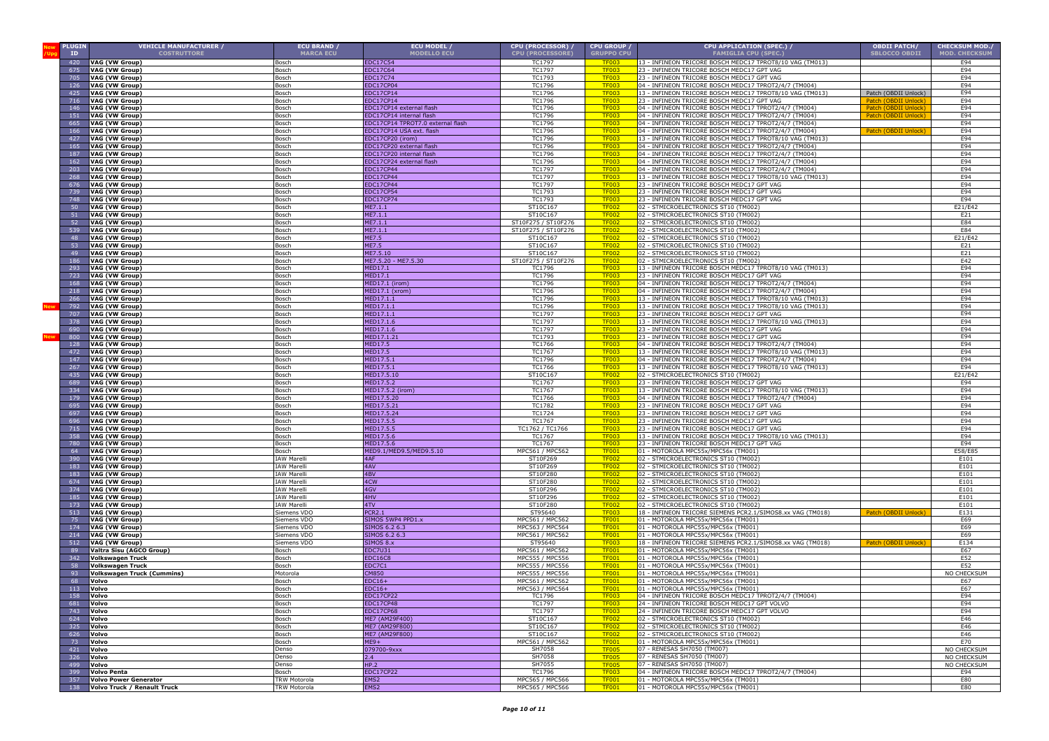| New /Upg | PLUGIN ID | VEHICLE MANUFACTURER / COSTRUTTORE | ECU BRAND / MARCA ECU | ECU MODEL / MODELLO ECU | CPU (PROCESSOR) / CPU (PROCESSORE) | CPU GROUP / GRUPPO CPU | CPU APPLICATION (SPEC.) / FAMIGLIA CPU (SPEC.) | OBDII PATCH/ SBLOCCO OBDII | CHECKSUM MOD./ MOD. CHECKSUM |
|---|---|---|---|---|---|---|---|---|---|
| | 420 | VAG (VW Group) | Bosch | EDC17C54 | TC1797 | TF003 | 13 - INFINEON TRICORE BOSCH MEDC17 TPROT8/10 VAG (TM013) | | E94 |
| | 675 | VAG (VW Group) | Bosch | EDC17C64 | TC1797 | TF003 | 23 - INFINEON TRICORE BOSCH MEDC17 GPT VAG | | E94 |
| | 705 | VAG (VW Group) | Bosch | EDC17C74 | TC1793 | TF003 | 23 - INFINEON TRICORE BOSCH MEDC17 GPT VAG | | E94 |
| | 126 | VAG (VW Group) | Bosch | EDC17CP04 | TC1796 | TF003 | 04 - INFINEON TRICORE BOSCH MEDC17 TPROT2/4/7 (TM004) | | E94 |
| | 425 | VAG (VW Group) | Bosch | EDC17CP14 | TC1796 | TF003 | 13 - INFINEON TRICORE BOSCH MEDC17 TPROT8/10 VAG (TM013) | Patch (OBDII Unlock) | E94 |
| | 716 | VAG (VW Group) | Bosch | EDC17CP14 | TC1796 | TF003 | 23 - INFINEON TRICORE BOSCH MEDC17 GPT VAG | Patch (OBDII Unlock) | E94 |
| | 146 | VAG (VW Group) | Bosch | EDC17CP14 external flash | TC1796 | TF003 | 04 - INFINEON TRICORE BOSCH MEDC17 TPROT2/4/7 (TM004) | Patch (OBDII Unlock) | E94 |
| | 151 | VAG (VW Group) | Bosch | EDC17CP14 internal flash | TC1796 | TF003 | 04 - INFINEON TRICORE BOSCH MEDC17 TPROT2/4/7 (TM004) | Patch (OBDII Unlock) | E94 |
| | 665 | VAG (VW Group) | Bosch | EDC17CP14 TPROT7.0 external flash | TC1796 | TF003 | 04 - INFINEON TRICORE BOSCH MEDC17 TPROT2/4/7 (TM004) | | E94 |
| | 166 | VAG (VW Group) | Bosch | EDC17CP14 USA ext. flash | TC1796 | TF003 | 04 - INFINEON TRICORE BOSCH MEDC17 TPROT2/4/7 (TM004) | Patch (OBDII Unlock) | E94 |
| | 427 | VAG (VW Group) | Bosch | EDC17CP20 (irom) | TC1796 | TF003 | 13 - INFINEON TRICORE BOSCH MEDC17 TPROT8/10 VAG (TM013) | | E94 |
| | 165 | VAG (VW Group) | Bosch | EDC17CP20 external flash | TC1796 | TF003 | 04 - INFINEON TRICORE BOSCH MEDC17 TPROT2/4/7 (TM004) | | E94 |
| | 187 | VAG (VW Group) | Bosch | EDC17CP20 internal flash | TC1796 | TF003 | 04 - INFINEON TRICORE BOSCH MEDC17 TPROT2/4/7 (TM004) | | E94 |
| | 162 | VAG (VW Group) | Bosch | EDC17CP24 external flash | TC1796 | TF003 | 04 - INFINEON TRICORE BOSCH MEDC17 TPROT2/4/7 (TM004) | | E94 |
| | 203 | VAG (VW Group) | Bosch | EDC17CP44 | TC1797 | TF003 | 04 - INFINEON TRICORE BOSCH MEDC17 TPROT2/4/7 (TM004) | | E94 |
| | 268 | VAG (VW Group) | Bosch | EDC17CP44 | TC1797 | TF003 | 13 - INFINEON TRICORE BOSCH MEDC17 TPROT8/10 VAG (TM013) | | E94 |
| | 676 | VAG (VW Group) | Bosch | EDC17CP44 | TC1797 | TF003 | 23 - INFINEON TRICORE BOSCH MEDC17 GPT VAG | | E94 |
| | 739 | VAG (VW Group) | Bosch | EDC17CP54 | TC1793 | TF003 | 23 - INFINEON TRICORE BOSCH MEDC17 GPT VAG | | E94 |
| | 748 | VAG (VW Group) | Bosch | EDC17CP74 | TC1793 | TF003 | 23 - INFINEON TRICORE BOSCH MEDC17 GPT VAG | | E94 |
| | 50 | VAG (VW Group) | Bosch | ME7.1.1 | ST10C167 | TF002 | 02 - STMICROELECTRONICS ST10 (TM002) | | E21/E42 |
| | 51 | VAG (VW Group) | Bosch | ME7.1.1 | ST10C167 | TF002 | 02 - STMICROELECTRONICS ST10 (TM002) | | E21 |
| | 52 | VAG (VW Group) | Bosch | ME7.1.1 | ST10F275 / ST10F276 | TF002 | 02 - STMICROELECTRONICS ST10 (TM002) | | E84 |
| | 539 | VAG (VW Group) | Bosch | ME7.1.1 | ST10F275 / ST10F276 | TF002 | 02 - STMICROELECTRONICS ST10 (TM002) | | E84 |
| | 48 | VAG (VW Group) | Bosch | ME7.5 | ST10C167 | TF002 | 02 - STMICROELECTRONICS ST10 (TM002) | | E21/E42 |
| | 53 | VAG (VW Group) | Bosch | ME7.5 | ST10C167 | TF002 | 02 - STMICROELECTRONICS ST10 (TM002) | | E21 |
| | 49 | VAG (VW Group) | Bosch | ME7.5.10 | ST10C167 | TF002 | 02 - STMICROELECTRONICS ST10 (TM002) | | E21 |
| | 186 | VAG (VW Group) | Bosch | ME7.5.20 - ME7.5.30 | ST10F275 / ST10F276 | TF002 | 02 - STMICROELECTRONICS ST10 (TM002) | | E42 |
| | 293 | VAG (VW Group) | Bosch | MED17.1 | TC1796 | TF003 | 13 - INFINEON TRICORE BOSCH MEDC17 TPROT8/10 VAG (TM013) | | E94 |
| | 723 | VAG (VW Group) | Bosch | MED17.1 | TC1796 | TF003 | 23 - INFINEON TRICORE BOSCH MEDC17 GPT VAG | | E94 |
| | 168 | VAG (VW Group) | Bosch | MED17.1 (irom) | TC1796 | TF003 | 04 - INFINEON TRICORE BOSCH MEDC17 TPROT2/4/7 (TM004) | | E94 |
| | 218 | VAG (VW Group) | Bosch | MED17.1 (xrom) | TC1796 | TF003 | 04 - INFINEON TRICORE BOSCH MEDC17 TPROT2/4/7 (TM004) | | E94 |
| | 266 | VAG (VW Group) | Bosch | MED17.1.1 | TC1796 | TF003 | 13 - INFINEON TRICORE BOSCH MEDC17 TPROT8/10 VAG (TM013) | | E94 |
| New | 792 | VAG (VW Group) | Bosch | MED17.1.1 | TC1796 | TF003 | 13 - INFINEON TRICORE BOSCH MEDC17 TPROT8/10 VAG (TM013) | | E94 |
| | 707 | VAG (VW Group) | Bosch | MED17.1.1 | TC1797 | TF003 | 23 - INFINEON TRICORE BOSCH MEDC17 GPT VAG | | E94 |
| | 378 | VAG (VW Group) | Bosch | MED17.1.6 | TC1797 | TF003 | 13 - INFINEON TRICORE BOSCH MEDC17 TPROT8/10 VAG (TM013) | | E94 |
| | 690 | VAG (VW Group) | Bosch | MED17.1.6 | TC1797 | TF003 | 23 - INFINEON TRICORE BOSCH MEDC17 GPT VAG | | E94 |
| New | 800 | VAG (VW Group) | Bosch | MED17.1.21 | TC1793 | TF003 | 23 - INFINEON TRICORE BOSCH MEDC17 GPT VAG | | E94 |
| | 128 | VAG (VW Group) | Bosch | MED17.5 | TC1766 | TF003 | 04 - INFINEON TRICORE BOSCH MEDC17 TPROT2/4/7 (TM004) | | E94 |
| | 472 | VAG (VW Group) | Bosch | MED17.5 | TC1767 | TF003 | 13 - INFINEON TRICORE BOSCH MEDC17 TPROT8/10 VAG (TM013) | | E94 |
| | 147 | VAG (VW Group) | Bosch | MED17.5.1 | TC1796 | TF003 | 04 - INFINEON TRICORE BOSCH MEDC17 TPROT2/4/7 (TM004) | | E94 |
| | 267 | VAG (VW Group) | Bosch | MED17.5.1 | TC1766 | TF003 | 13 - INFINEON TRICORE BOSCH MEDC17 TPROT8/10 VAG (TM013) | | E94 |
| | 435 | VAG (VW Group) | Bosch | MED17.5.10 | ST10C167 | TF002 | 02 - STMICROELECTRONICS ST10 (TM002) | | E21/E42 |
| | 689 | VAG (VW Group) | Bosch | MED17.5.2 | TC1767 | TF003 | 23 - INFINEON TRICORE BOSCH MEDC17 GPT VAG | | E94 |
| | 334 | VAG (VW Group) | Bosch | MED17.5.2 (irom) | TC1767 | TF003 | 13 - INFINEON TRICORE BOSCH MEDC17 TPROT8/10 VAG (TM013) | | E94 |
| | 179 | VAG (VW Group) | Bosch | MED17.5.20 | TC1766 | TF003 | 04 - INFINEON TRICORE BOSCH MEDC17 TPROT2/4/7 (TM004) | | E94 |
| | 695 | VAG (VW Group) | Bosch | MED17.5.21 | TC1782 | TF003 | 23 - INFINEON TRICORE BOSCH MEDC17 GPT VAG | | E94 |
| | 697 | VAG (VW Group) | Bosch | MED17.5.24 | TC1724 | TF003 | 23 - INFINEON TRICORE BOSCH MEDC17 GPT VAG | | E94 |
| | 696 | VAG (VW Group) | Bosch | MED17.5.5 | TC1767 | TF003 | 23 - INFINEON TRICORE BOSCH MEDC17 GPT VAG | | E94 |
| | 715 | VAG (VW Group) | Bosch | MED17.5.5 | TC1762 / TC1766 | TF003 | 23 - INFINEON TRICORE BOSCH MEDC17 GPT VAG | | E94 |
| | 358 | VAG (VW Group) | Bosch | MED17.5.6 | TC1767 | TF003 | 13 - INFINEON TRICORE BOSCH MEDC17 TPROT8/10 VAG (TM013) | | E94 |
| | 780 | VAG (VW Group) | Bosch | MED17.5.6 | TC1767 | TF003 | 23 - INFINEON TRICORE BOSCH MEDC17 GPT VAG | | E94 |
| | 64 | VAG (VW Group) | Bosch | MED9.1/MED9.5/MED9.5.10 | MPC561 / MPC562 | TF001 | 01 - MOTOROLA MPC55x/MPC56x (TM001) | | E58/E85 |
| | 390 | VAG (VW Group) | IAW Marelli | 4AF | ST10F269 | TF002 | 02 - STMICROELECTRONICS ST10 (TM002) | | E101 |
| | 183 | VAG (VW Group) | IAW Marelli | 4AV | ST10F269 | TF002 | 02 - STMICROELECTRONICS ST10 (TM002) | | E101 |
| | 183 | VAG (VW Group) | IAW Marelli | 4BV | ST10F280 | TF002 | 02 - STMICROELECTRONICS ST10 (TM002) | | E101 |
| | 674 | VAG (VW Group) | IAW Marelli | 4CW | ST10F280 | TF002 | 02 - STMICROELECTRONICS ST10 (TM002) | | E101 |
| | 374 | VAG (VW Group) | IAW Marelli | 4GV | ST10F296 | TF002 | 02 - STMICROELECTRONICS ST10 (TM002) | | E101 |
| | 185 | VAG (VW Group) | IAW Marelli | 4HV | ST10F296 | TF002 | 02 - STMICROELECTRONICS ST10 (TM002) | | E101 |
| | 173 | VAG (VW Group) | IAW Marelli | 4TV | ST10F280 | TF002 | 02 - STMICROELECTRONICS ST10 (TM002) | | E101 |
| | 513 | VAG (VW Group) | Siemens VDO | PCR2.1 | ST95640 | TF003 | 18 - INFINEON TRICORE SIEMENS PCR2.1/SIMOS8.xx VAG (TM018) | Patch (OBDII Unlock) | E131 |
| | 75 | VAG (VW Group) | Siemens VDO | SIMOS 5WP4 PPD1.x | MPC561 / MPC562 | TF001 | 01 - MOTOROLA MPC55x/MPC56x (TM001) | | E69 |
| | 174 | VAG (VW Group) | Siemens VDO | SIMOS 6.2 6.3 | MPC563 / MPC564 | TF001 | 01 - MOTOROLA MPC55x/MPC56x (TM001) | | E69 |
| | 214 | VAG (VW Group) | Siemens VDO | SIMOS 6.2 6.3 | MPC561 / MPC562 | TF001 | 01 - MOTOROLA MPC55x/MPC56x (TM001) | | E69 |
| | 512 | VAG (VW Group) | Siemens VDO | SIMOS 8.x | ST95640 | TF003 | 18 - INFINEON TRICORE SIEMENS PCR2.1/SIMOS8.xx VAG (TM018) | Patch (OBDII Unlock) | E134 |
| | 89 | Valtra Sisu (AGCO Group) | Bosch | EDC7U31 | MPC561 / MPC562 | TF001 | 01 - MOTOROLA MPC55x/MPC56x (TM001) | | E67 |
| | 342 | Volkswagen Truck | Bosch | EDC16C8 | MPC555 / MPC556 | TF001 | 01 - MOTOROLA MPC55x/MPC56x (TM001) | | E52 |
| | 58 | Volkswagen Truck | Bosch | EDC7C1 | MPC555 / MPC556 | TF001 | 01 - MOTOROLA MPC55x/MPC56x (TM001) | | E52 |
| | 93 | Volkswagen Truck (Cummins) | Motorola | CM850 | MPC555 / MPC556 | TF001 | 01 - MOTOROLA MPC55x/MPC56x (TM001) | | NO CHECKSUM |
| | 68 | Volvo | Bosch | EDC16+ | MPC561 / MPC562 | TF001 | 01 - MOTOROLA MPC55x/MPC56x (TM001) | | E67 |
| | 113 | Volvo | Bosch | EDC16+ | MPC563 / MPC564 | TF001 | 01 - MOTOROLA MPC55x/MPC56x (TM001) | | E67 |
| | 158 | Volvo | Bosch | EDC17CP22 | TC1796 | TF003 | 04 - INFINEON TRICORE BOSCH MEDC17 TPROT2/4/7 (TM004) | | E94 |
| | 681 | Volvo | Bosch | EDC17CP48 | TC1797 | TF003 | 24 - INFINEON TRICORE BOSCH MEDC17 GPT VOLVO | | E94 |
| | 743 | Volvo | Bosch | EDC17CP68 | TC1797 | TF003 | 24 - INFINEON TRICORE BOSCH MEDC17 GPT VOLVO | | E94 |
| | 624 | Volvo | Bosch | ME7 (AM29F400) | ST10C167 | TF002 | 02 - STMICROELECTRONICS ST10 (TM002) | | E46 |
| | 325 | Volvo | Bosch | ME7 (AM29F800) | ST10C167 | TF002 | 02 - STMICROELECTRONICS ST10 (TM002) | | E46 |
| | 626 | Volvo | Bosch | ME7 (AM29F800) | ST10C167 | TF002 | 02 - STMICROELECTRONICS ST10 (TM002) | | E46 |
| | 73 | Volvo | Bosch | ME9+ | MPC561 / MPC562 | TF001 | 01 - MOTOROLA MPC55x/MPC56x (TM001) | | E70 |
| | 421 | Volvo | Denso | 079700-9xxx | SH7058 | TF005 | 07 - RENESAS SH7058 (TM007) | | NO CHECKSUM |
| | 326 | Volvo | Denso | 2.4 | SH7058 | TF005 | 07 - RENESAS SH7050 (TM007) | | NO CHECKSUM |
| | 499 | Volvo | Denso | HP.2 | SH7055 | TF005 | 07 - RENESAS SH7050 (TM007) | | NO CHECKSUM |
| | 399 | Volvo Penta | Bosch | EDC17CP22 | TC1796 | TF003 | 04 - INFINEON TRICORE BOSCH MEDC17 TPROT2/4/7 (TM004) | | E94 |
| | 357 | Volvo Power Generator | TRW Motorola | EMS2 | MPC565 / MPC566 | TF001 | 01 - MOTOROLA MPC55x/MPC56x (TM001) | | E80 |
| | 138 | Volvo Truck / Renault Truck | TRW Motorola | EMS2 | MPC565 / MPC566 | TF001 | 01 - MOTOROLA MPC55x/MPC56x (TM001) | | E80 |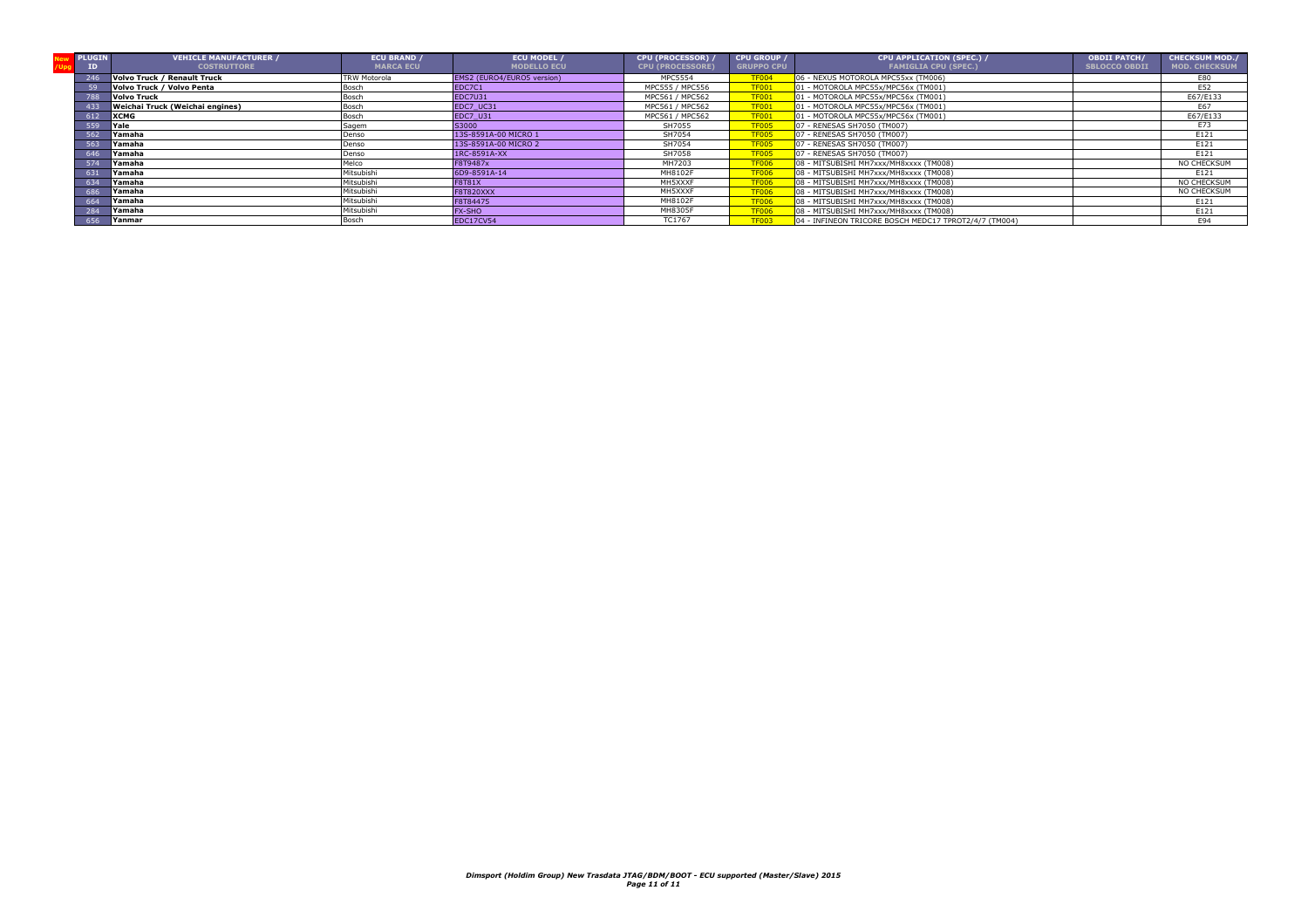| New /Upg | PLUGIN ID | VEHICLE MANUFACTURER / COSTRUTTORE | ECU BRAND / MARCA ECU | ECU MODEL / MODELLO ECU | CPU (PROCESSOR) / CPU (PROCESSORE) | CPU GROUP / GRUPPO CPU | CPU APPLICATION (SPEC.) / FAMIGLIA CPU (SPEC.) | OBDII PATCH/ SBLOCCO OBDII | CHECKSUM MOD./ MOD. CHECKSUM |
|---|---|---|---|---|---|---|---|---|---|
| | 246 | **Volvo Truck / Renault Truck** | TRW Motorola | EMS2 (EURO4/EURO5 version) | MPC5554 | TF004 | 06 - NEXUS MOTOROLA MPC55xx (TM006) | | E80 |
| | 59 | **Volvo Truck / Volvo Penta** | Bosch | EDC7C1 | MPC555 / MPC556 | TF001 | 01 - MOTOROLA MPC55x/MPC56x (TM001) | | E52 |
| | 788 | **Volvo Truck** | Bosch | EDC7U31 | MPC561 / MPC562 | TF001 | 01 - MOTOROLA MPC55x/MPC56x (TM001) | | E67/E133 |
| | 433 | **Weichai Truck (Weichai engines)** | Bosch | EDC7_UC31 | MPC561 / MPC562 | TF001 | 01 - MOTOROLA MPC55x/MPC56x (TM001) | | E67 |
| | 612 | **XCMG** | Bosch | EDC7_U31 | MPC561 / MPC562 | TF001 | 01 - MOTOROLA MPC55x/MPC56x (TM001) | | E67/E133 |
| | 559 | **Yale** | Sagem | S3000 | SH7055 | TF005 | 07 - RENESAS SH7050 (TM007) | | E73 |
| | 562 | **Yamaha** | Denso | 13S-8591A-00 MICRO 1 | SH7054 | TF005 | 07 - RENESAS SH7050 (TM007) | | E121 |
| | 563 | **Yamaha** | Denso | 13S-8591A-00 MICRO 2 | SH7054 | TF005 | 07 - RENESAS SH7050 (TM007) | | E121 |
| | 646 | **Yamaha** | Denso | 1RC-8591A-XX | SH7058 | TF005 | 07 - RENESAS SH7050 (TM007) | | E121 |
| | 574 | **Yamaha** | Melco | F8T9487x | MH7203 | TF006 | 08 - MITSUBISHI MH7xxx/MH8xxxx (TM008) | | NO CHECKSUM |
| | 631 | **Yamaha** | Mitsubishi | 6D9-8591A-14 | MH8102F | TF006 | 08 - MITSUBISHI MH7xxx/MH8xxxx (TM008) | | E121 |
| | 634 | **Yamaha** | Mitsubishi | F8T81X | MH5XXXF | TF006 | 08 - MITSUBISHI MH7xxx/MH8xxxx (TM008) | | NO CHECKSUM |
| | 686 | **Yamaha** | Mitsubishi | F8T820XXX | MH5XXXF | TF006 | 08 - MITSUBISHI MH7xxx/MH8xxxx (TM008) | | NO CHECKSUM |
| | 664 | **Yamaha** | Mitsubishi | F8T84475 | MH8102F | TF006 | 08 - MITSUBISHI MH7xxx/MH8xxxx (TM008) | | E121 |
| | 284 | **Yamaha** | Mitsubishi | FX-SHO | MH8305F | TF006 | 08 - MITSUBISHI MH7xxx/MH8xxxx (TM008) | | E121 |
| | 656 | **Yanmar** | Bosch | EDC17CV54 | TC1767 | TF003 | 04 - INFINEON TRICORE BOSCH MEDC17 TPROT2/4/7 (TM004) | | E94 |

***Dimsport (Holdim Group) New Trasdata JTAG/BDM/BOOT - ECU supported (Master/Slave) 2015***